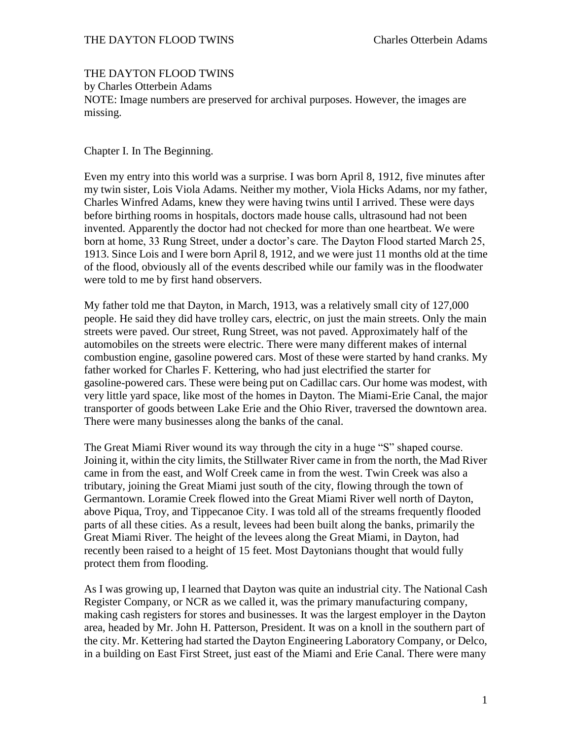# THE DAYTON FLOOD TWINS

by Charles Otterbein Adams

NOTE: Image numbers are preserved for archival purposes. However, the images are missing.

## Chapter I. In The Beginning.

Even my entry into this world was a surprise. I was born April 8, 1912, five minutes after my twin sister, Lois Viola Adams. Neither my mother, Viola Hicks Adams, nor my father, Charles Winfred Adams, knew they were having twins until I arrived. These were days before birthing rooms in hospitals, doctors made house calls, ultrasound had not been invented. Apparently the doctor had not checked for more than one heartbeat. We were born at home, 33 Rung Street, under a doctor's care. The Dayton Flood started March 25, 1913. Since Lois and I were born April 8, 1912, and we were just 11 months old at the time of the flood, obviously all of the events described while our family was in the floodwater were told to me by first hand observers.

My father told me that Dayton, in March, 1913, was a relatively small city of 127,000 people. He said they did have trolley cars, electric, on just the main streets. Only the main streets were paved. Our street, Rung Street, was not paved. Approximately half of the automobiles on the streets were electric. There were many different makes of internal combustion engine, gasoline powered cars. Most of these were started by hand cranks. My father worked for Charles F. Kettering, who had just electrified the starter for gasoline-powered cars. These were being put on Cadillac cars. Our home was modest, with very little yard space, like most of the homes in Dayton. The Miami-Erie Canal, the major transporter of goods between Lake Erie and the Ohio River, traversed the downtown area. There were many businesses along the banks of the canal.

The Great Miami River wound its way through the city in a huge "S" shaped course. Joining it, within the city limits, the Stillwater River came in from the north, the Mad River came in from the east, and Wolf Creek came in from the west. Twin Creek was also a tributary, joining the Great Miami just south of the city, flowing through the town of Germantown. Loramie Creek flowed into the Great Miami River well north of Dayton, above Piqua, Troy, and Tippecanoe City. I was told all of the streams frequently flooded parts of all these cities. As a result, levees had been built along the banks, primarily the Great Miami River. The height of the levees along the Great Miami, in Dayton, had recently been raised to a height of 15 feet. Most Daytonians thought that would fully protect them from flooding.

As I was growing up, I learned that Dayton was quite an industrial city. The National Cash Register Company, or NCR as we called it, was the primary manufacturing company, making cash registers for stores and businesses. It was the largest employer in the Dayton area, headed by Mr. John H. Patterson, President. It was on a knoll in the southern part of the city. Mr. Kettering had started the Dayton Engineering Laboratory Company, or Delco, in a building on East First Street, just east of the Miami and Erie Canal. There were many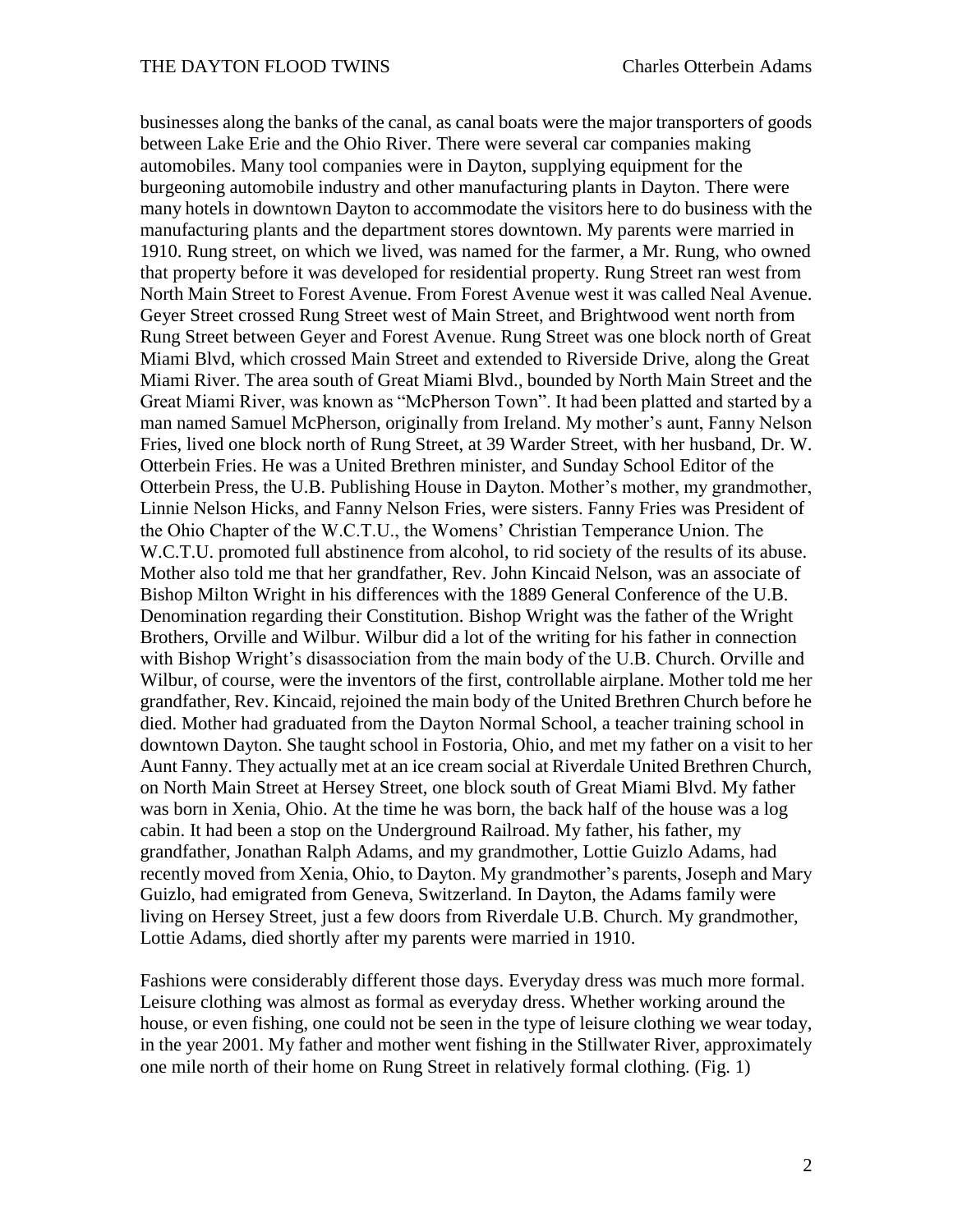businesses along the banks of the canal, as canal boats were the major transporters of goods between Lake Erie and the Ohio River. There were several car companies making automobiles. Many tool companies were in Dayton, supplying equipment for the burgeoning automobile industry and other manufacturing plants in Dayton. There were many hotels in downtown Dayton to accommodate the visitors here to do business with the manufacturing plants and the department stores downtown. My parents were married in 1910. Rung street, on which we lived, was named for the farmer, a Mr. Rung, who owned that property before it was developed for residential property. Rung Street ran west from North Main Street to Forest Avenue. From Forest Avenue west it was called Neal Avenue. Geyer Street crossed Rung Street west of Main Street, and Brightwood went north from Rung Street between Geyer and Forest Avenue. Rung Street was one block north of Great Miami Blvd, which crossed Main Street and extended to Riverside Drive, along the Great Miami River. The area south of Great Miami Blvd., bounded by North Main Street and the Great Miami River, was known as "McPherson Town". It had been platted and started by a man named Samuel McPherson, originally from Ireland. My mother's aunt, Fanny Nelson Fries, lived one block north of Rung Street, at 39 Warder Street, with her husband, Dr. W. Otterbein Fries. He was a United Brethren minister, and Sunday School Editor of the Otterbein Press, the U.B. Publishing House in Dayton. Mother's mother, my grandmother, Linnie Nelson Hicks, and Fanny Nelson Fries, were sisters. Fanny Fries was President of the Ohio Chapter of the W.C.T.U., the Womens' Christian Temperance Union. The W.C.T.U. promoted full abstinence from alcohol, to rid society of the results of its abuse. Mother also told me that her grandfather, Rev. John Kincaid Nelson, was an associate of Bishop Milton Wright in his differences with the 1889 General Conference of the U.B. Denomination regarding their Constitution. Bishop Wright was the father of the Wright Brothers, Orville and Wilbur. Wilbur did a lot of the writing for his father in connection with Bishop Wright's disassociation from the main body of the U.B. Church. Orville and Wilbur, of course, were the inventors of the first, controllable airplane. Mother told me her grandfather, Rev. Kincaid, rejoined the main body of the United Brethren Church before he died. Mother had graduated from the Dayton Normal School, a teacher training school in downtown Dayton. She taught school in Fostoria, Ohio, and met my father on a visit to her Aunt Fanny. They actually met at an ice cream social at Riverdale United Brethren Church, on North Main Street at Hersey Street, one block south of Great Miami Blvd. My father was born in Xenia, Ohio. At the time he was born, the back half of the house was a log cabin. It had been a stop on the Underground Railroad. My father, his father, my grandfather, Jonathan Ralph Adams, and my grandmother, Lottie Guizlo Adams, had recently moved from Xenia, Ohio, to Dayton. My grandmother's parents, Joseph and Mary Guizlo, had emigrated from Geneva, Switzerland. In Dayton, the Adams family were living on Hersey Street, just a few doors from Riverdale U.B. Church. My grandmother, Lottie Adams, died shortly after my parents were married in 1910.

Fashions were considerably different those days. Everyday dress was much more formal. Leisure clothing was almost as formal as everyday dress. Whether working around the house, or even fishing, one could not be seen in the type of leisure clothing we wear today, in the year 2001. My father and mother went fishing in the Stillwater River, approximately one mile north of their home on Rung Street in relatively formal clothing. (Fig. 1)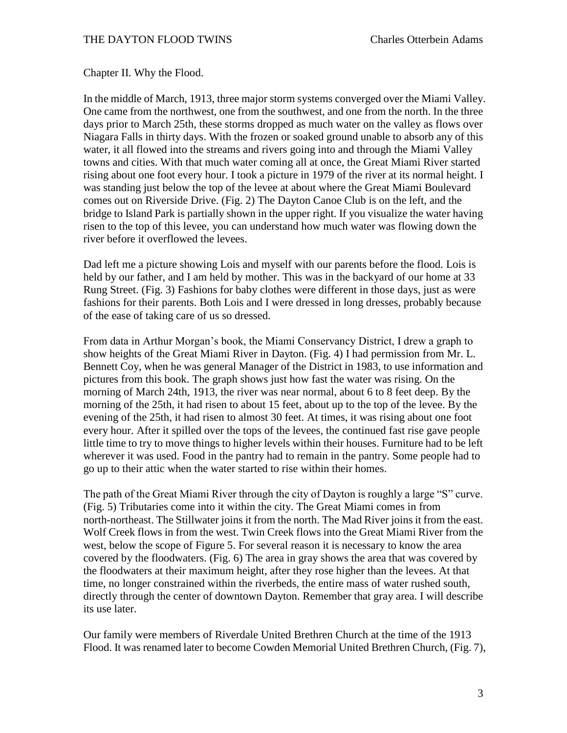Chapter II. Why the Flood.

In the middle of March, 1913, three major storm systems converged over the Miami Valley. One came from the northwest, one from the southwest, and one from the north. In the three days prior to March 25th, these storms dropped as much water on the valley as flows over Niagara Falls in thirty days. With the frozen or soaked ground unable to absorb any of this water, it all flowed into the streams and rivers going into and through the Miami Valley towns and cities. With that much water coming all at once, the Great Miami River started rising about one foot every hour. I took a picture in 1979 of the river at its normal height. I was standing just below the top of the levee at about where the Great Miami Boulevard comes out on Riverside Drive. (Fig. 2) The Dayton Canoe Club is on the left, and the bridge to Island Park is partially shown in the upper right. If you visualize the water having risen to the top of this levee, you can understand how much water was flowing down the river before it overflowed the levees.

Dad left me a picture showing Lois and myself with our parents before the flood. Lois is held by our father, and I am held by mother. This was in the backyard of our home at 33 Rung Street. (Fig. 3) Fashions for baby clothes were different in those days, just as were fashions for their parents. Both Lois and I were dressed in long dresses, probably because of the ease of taking care of us so dressed.

From data in Arthur Morgan's book, the Miami Conservancy District, I drew a graph to show heights of the Great Miami River in Dayton. (Fig. 4) I had permission from Mr. L. Bennett Coy, when he was general Manager of the District in 1983, to use information and pictures from this book. The graph shows just how fast the water was rising. On the morning of March 24th, 1913, the river was near normal, about 6 to 8 feet deep. By the morning of the 25th, it had risen to about 15 feet, about up to the top of the levee. By the evening of the 25th, it had risen to almost 30 feet. At times, it was rising about one foot every hour. After it spilled over the tops of the levees, the continued fast rise gave people little time to try to move things to higher levels within their houses. Furniture had to be left wherever it was used. Food in the pantry had to remain in the pantry. Some people had to go up to their attic when the water started to rise within their homes.

The path of the Great Miami River through the city of Dayton is roughly a large "S" curve. (Fig. 5) Tributaries come into it within the city. The Great Miami comes in from north-northeast. The Stillwater joins it from the north. The Mad River joins it from the east. Wolf Creek flows in from the west. Twin Creek flows into the Great Miami River from the west, below the scope of Figure 5. For several reason it is necessary to know the area covered by the floodwaters. (Fig. 6) The area in gray shows the area that was covered by the floodwaters at their maximum height, after they rose higher than the levees. At that time, no longer constrained within the riverbeds, the entire mass of water rushed south, directly through the center of downtown Dayton. Remember that gray area. I will describe its use later.

Our family were members of Riverdale United Brethren Church at the time of the 1913 Flood. It was renamed later to become Cowden Memorial United Brethren Church, (Fig. 7),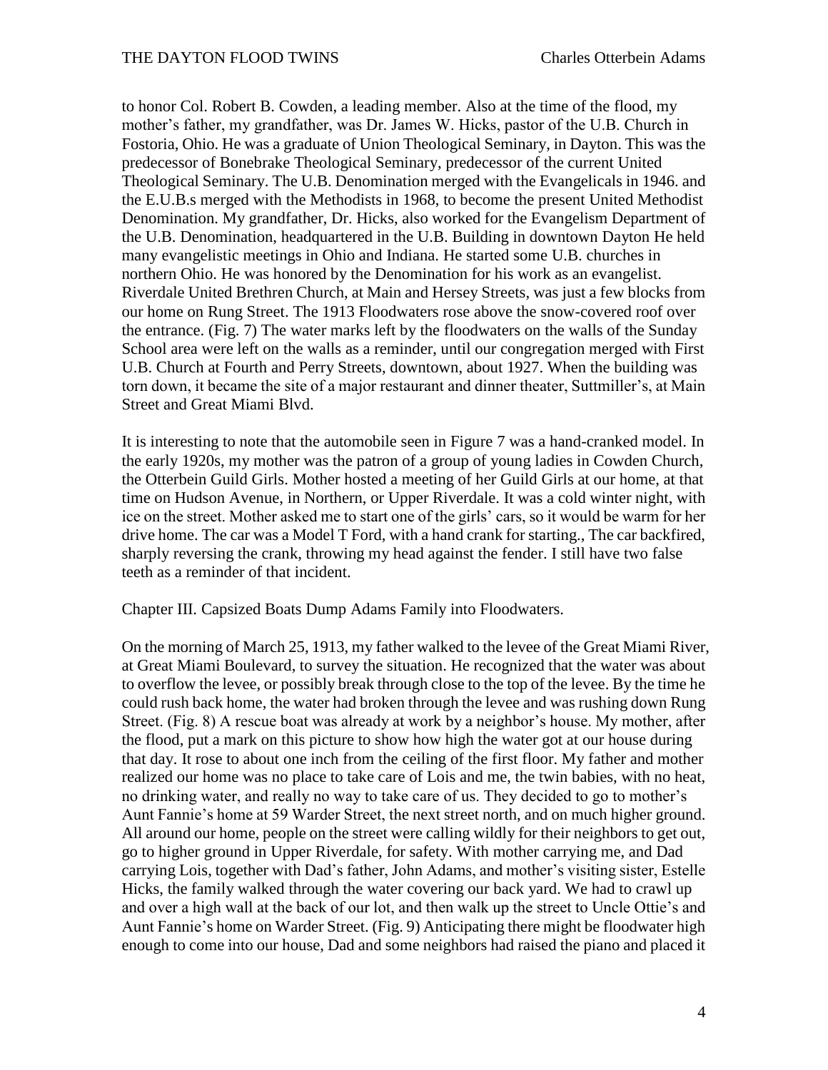to honor Col. Robert B. Cowden, a leading member. Also at the time of the flood, my mother's father, my grandfather, was Dr. James W. Hicks, pastor of the U.B. Church in Fostoria, Ohio. He was a graduate of Union Theological Seminary, in Dayton. This was the predecessor of Bonebrake Theological Seminary, predecessor of the current United Theological Seminary. The U.B. Denomination merged with the Evangelicals in 1946. and the E.U.B.s merged with the Methodists in 1968, to become the present United Methodist Denomination. My grandfather, Dr. Hicks, also worked for the Evangelism Department of the U.B. Denomination, headquartered in the U.B. Building in downtown Dayton He held many evangelistic meetings in Ohio and Indiana. He started some U.B. churches in northern Ohio. He was honored by the Denomination for his work as an evangelist. Riverdale United Brethren Church, at Main and Hersey Streets, was just a few blocks from our home on Rung Street. The 1913 Floodwaters rose above the snow-covered roof over the entrance. (Fig. 7) The water marks left by the floodwaters on the walls of the Sunday School area were left on the walls as a reminder, until our congregation merged with First U.B. Church at Fourth and Perry Streets, downtown, about 1927. When the building was torn down, it became the site of a major restaurant and dinner theater, Suttmiller's, at Main Street and Great Miami Blvd.

It is interesting to note that the automobile seen in Figure 7 was a hand-cranked model. In the early 1920s, my mother was the patron of a group of young ladies in Cowden Church, the Otterbein Guild Girls. Mother hosted a meeting of her Guild Girls at our home, at that time on Hudson Avenue, in Northern, or Upper Riverdale. It was a cold winter night, with ice on the street. Mother asked me to start one of the girls' cars, so it would be warm for her drive home. The car was a Model T Ford, with a hand crank for starting., The car backfired, sharply reversing the crank, throwing my head against the fender. I still have two false teeth as a reminder of that incident.

## Chapter III. Capsized Boats Dump Adams Family into Floodwaters.

On the morning of March 25, 1913, my father walked to the levee of the Great Miami River, at Great Miami Boulevard, to survey the situation. He recognized that the water was about to overflow the levee, or possibly break through close to the top of the levee. By the time he could rush back home, the water had broken through the levee and was rushing down Rung Street. (Fig. 8) A rescue boat was already at work by a neighbor's house. My mother, after the flood, put a mark on this picture to show how high the water got at our house during that day. It rose to about one inch from the ceiling of the first floor. My father and mother realized our home was no place to take care of Lois and me, the twin babies, with no heat, no drinking water, and really no way to take care of us. They decided to go to mother's Aunt Fannie's home at 59 Warder Street, the next street north, and on much higher ground. All around our home, people on the street were calling wildly for their neighbors to get out, go to higher ground in Upper Riverdale, for safety. With mother carrying me, and Dad carrying Lois, together with Dad's father, John Adams, and mother's visiting sister, Estelle Hicks, the family walked through the water covering our back yard. We had to crawl up and over a high wall at the back of our lot, and then walk up the street to Uncle Ottie's and Aunt Fannie's home on Warder Street. (Fig. 9) Anticipating there might be floodwater high enough to come into our house, Dad and some neighbors had raised the piano and placed it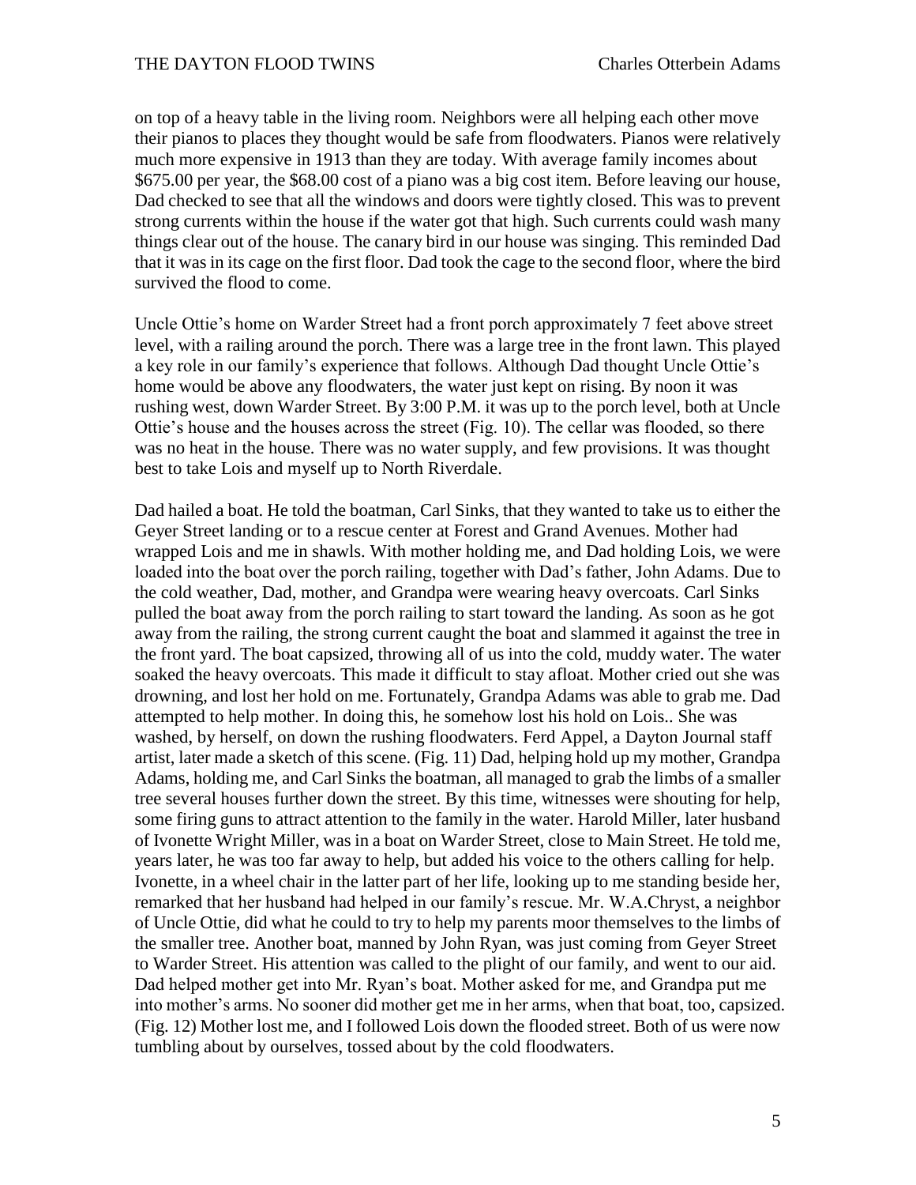on top of a heavy table in the living room. Neighbors were all helping each other move their pianos to places they thought would be safe from floodwaters. Pianos were relatively much more expensive in 1913 than they are today. With average family incomes about $675.00 per year, the $68.00 cost of a piano was a big cost item. Before leaving our house, Dad checked to see that all the windows and doors were tightly closed. This was to prevent strong currents within the house if the water got that high. Such currents could wash many things clear out of the house. The canary bird in our house was singing. This reminded Dad that it was in its cage on the first floor. Dad took the cage to the second floor, where the bird survived the flood to come.

Uncle Ottie's home on Warder Street had a front porch approximately 7 feet above street level, with a railing around the porch. There was a large tree in the front lawn. This played a key role in our family's experience that follows. Although Dad thought Uncle Ottie's home would be above any floodwaters, the water just kept on rising. By noon it was rushing west, down Warder Street. By 3:00 P.M. it was up to the porch level, both at Uncle Ottie's house and the houses across the street (Fig. 10). The cellar was flooded, so there was no heat in the house. There was no water supply, and few provisions. It was thought best to take Lois and myself up to North Riverdale.

Dad hailed a boat. He told the boatman, Carl Sinks, that they wanted to take us to either the Geyer Street landing or to a rescue center at Forest and Grand Avenues. Mother had wrapped Lois and me in shawls. With mother holding me, and Dad holding Lois, we were loaded into the boat over the porch railing, together with Dad's father, John Adams. Due to the cold weather, Dad, mother, and Grandpa were wearing heavy overcoats. Carl Sinks pulled the boat away from the porch railing to start toward the landing. As soon as he got away from the railing, the strong current caught the boat and slammed it against the tree in the front yard. The boat capsized, throwing all of us into the cold, muddy water. The water soaked the heavy overcoats. This made it difficult to stay afloat. Mother cried out she was drowning, and lost her hold on me. Fortunately, Grandpa Adams was able to grab me. Dad attempted to help mother. In doing this, he somehow lost his hold on Lois.. She was washed, by herself, on down the rushing floodwaters. Ferd Appel, a Dayton Journal staff artist, later made a sketch of this scene. (Fig. 11) Dad, helping hold up my mother, Grandpa Adams, holding me, and Carl Sinks the boatman, all managed to grab the limbs of a smaller tree several houses further down the street. By this time, witnesses were shouting for help, some firing guns to attract attention to the family in the water. Harold Miller, later husband of Ivonette Wright Miller, was in a boat on Warder Street, close to Main Street. He told me, years later, he was too far away to help, but added his voice to the others calling for help. Ivonette, in a wheel chair in the latter part of her life, looking up to me standing beside her, remarked that her husband had helped in our family's rescue. Mr. W.A.Chryst, a neighbor of Uncle Ottie, did what he could to try to help my parents moor themselves to the limbs of the smaller tree. Another boat, manned by John Ryan, was just coming from Geyer Street to Warder Street. His attention was called to the plight of our family, and went to our aid. Dad helped mother get into Mr. Ryan's boat. Mother asked for me, and Grandpa put me into mother's arms. No sooner did mother get me in her arms, when that boat, too, capsized. (Fig. 12) Mother lost me, and I followed Lois down the flooded street. Both of us were now tumbling about by ourselves, tossed about by the cold floodwaters.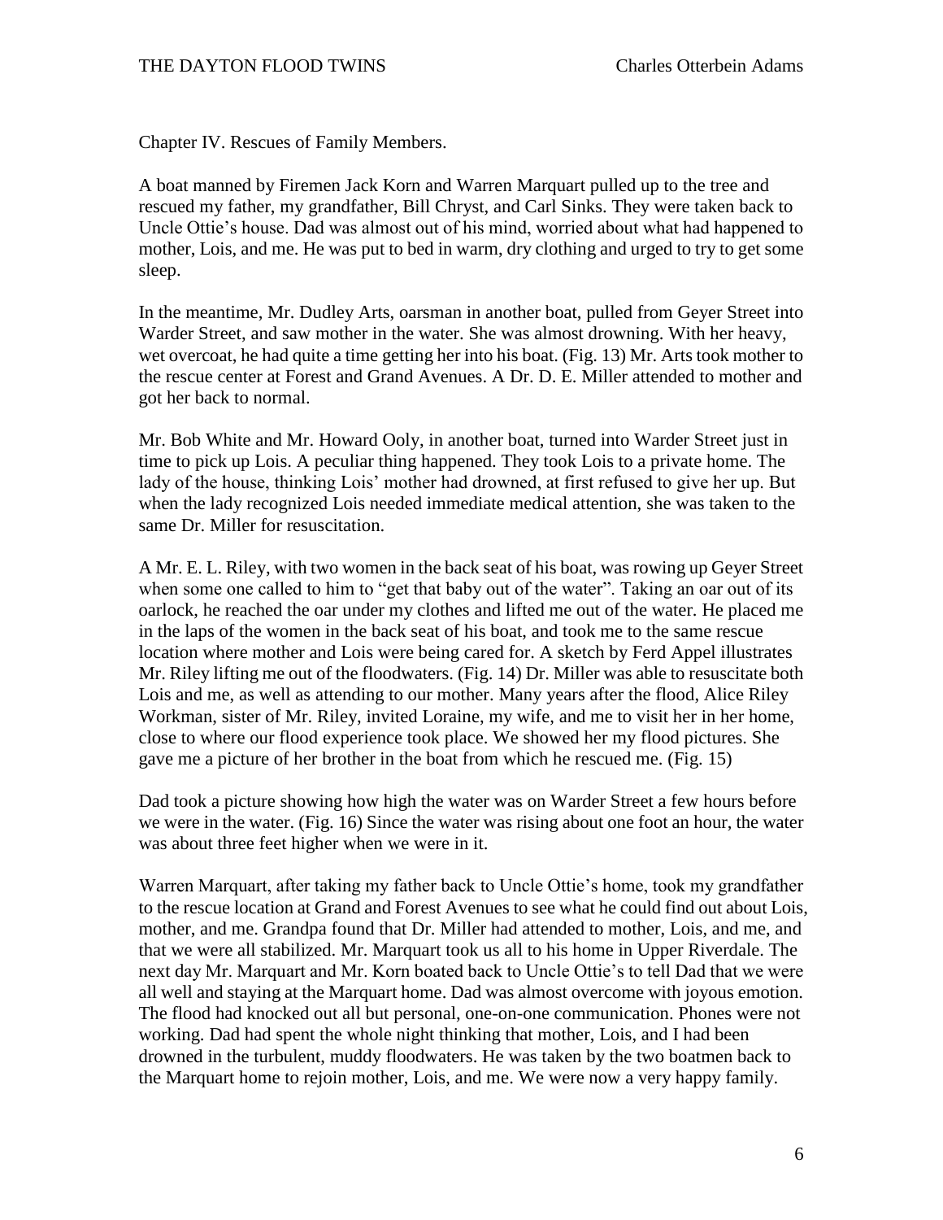## Chapter IV. Rescues of Family Members.

A boat manned by Firemen Jack Korn and Warren Marquart pulled up to the tree and rescued my father, my grandfather, Bill Chryst, and Carl Sinks. They were taken back to Uncle Ottie's house. Dad was almost out of his mind, worried about what had happened to mother, Lois, and me. He was put to bed in warm, dry clothing and urged to try to get some sleep.

In the meantime, Mr. Dudley Arts, oarsman in another boat, pulled from Geyer Street into Warder Street, and saw mother in the water. She was almost drowning. With her heavy, wet overcoat, he had quite a time getting her into his boat. (Fig. 13) Mr. Arts took mother to the rescue center at Forest and Grand Avenues. A Dr. D. E. Miller attended to mother and got her back to normal.

Mr. Bob White and Mr. Howard Ooly, in another boat, turned into Warder Street just in time to pick up Lois. A peculiar thing happened. They took Lois to a private home. The lady of the house, thinking Lois' mother had drowned, at first refused to give her up. But when the lady recognized Lois needed immediate medical attention, she was taken to the same Dr. Miller for resuscitation.

A Mr. E. L. Riley, with two women in the back seat of his boat, was rowing up Geyer Street when some one called to him to "get that baby out of the water". Taking an oar out of its oarlock, he reached the oar under my clothes and lifted me out of the water. He placed me in the laps of the women in the back seat of his boat, and took me to the same rescue location where mother and Lois were being cared for. A sketch by Ferd Appel illustrates Mr. Riley lifting me out of the floodwaters. (Fig. 14) Dr. Miller was able to resuscitate both Lois and me, as well as attending to our mother. Many years after the flood, Alice Riley Workman, sister of Mr. Riley, invited Loraine, my wife, and me to visit her in her home, close to where our flood experience took place. We showed her my flood pictures. She gave me a picture of her brother in the boat from which he rescued me. (Fig. 15)

Dad took a picture showing how high the water was on Warder Street a few hours before we were in the water. (Fig. 16) Since the water was rising about one foot an hour, the water was about three feet higher when we were in it.

Warren Marquart, after taking my father back to Uncle Ottie's home, took my grandfather to the rescue location at Grand and Forest Avenues to see what he could find out about Lois, mother, and me. Grandpa found that Dr. Miller had attended to mother, Lois, and me, and that we were all stabilized. Mr. Marquart took us all to his home in Upper Riverdale. The next day Mr. Marquart and Mr. Korn boated back to Uncle Ottie's to tell Dad that we were all well and staying at the Marquart home. Dad was almost overcome with joyous emotion. The flood had knocked out all but personal, one-on-one communication. Phones were not working. Dad had spent the whole night thinking that mother, Lois, and I had been drowned in the turbulent, muddy floodwaters. He was taken by the two boatmen back to the Marquart home to rejoin mother, Lois, and me. We were now a very happy family.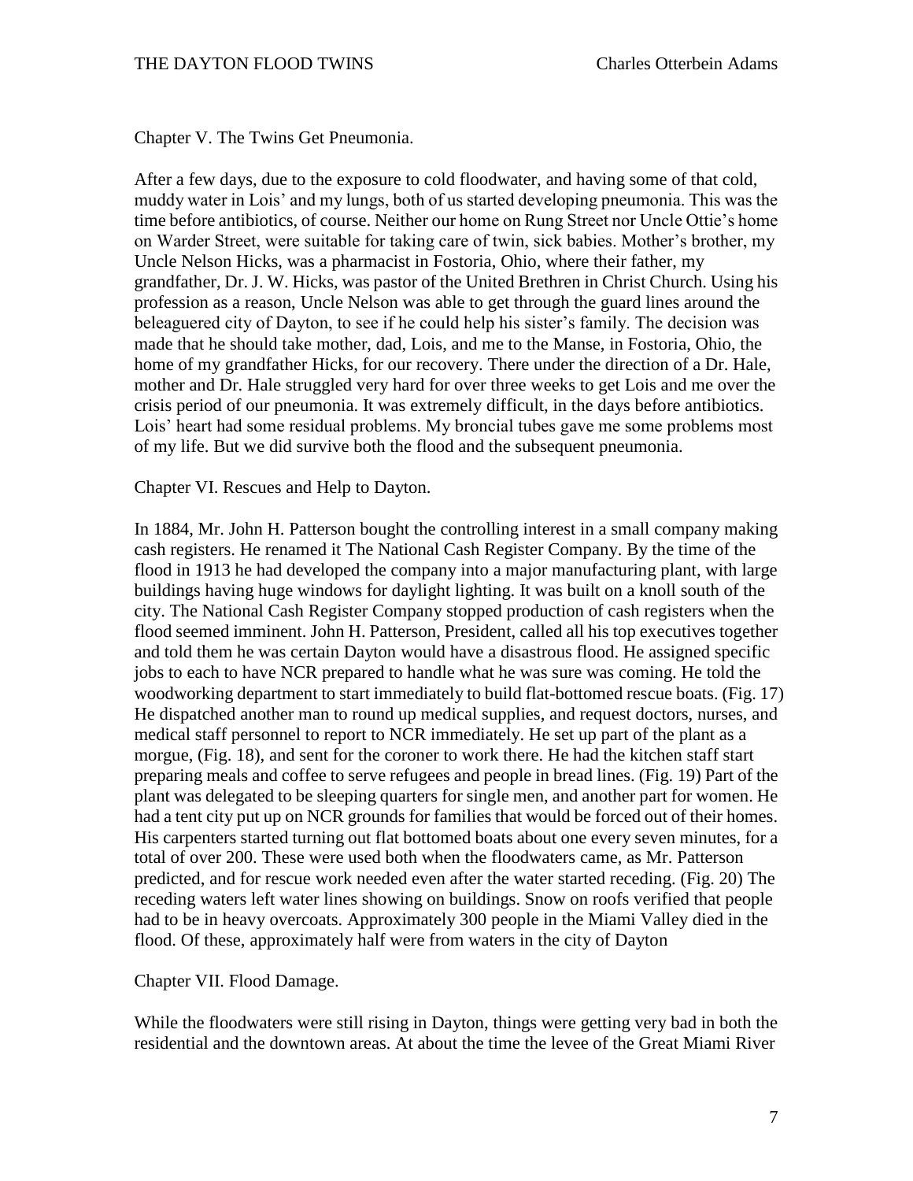## Chapter V. The Twins Get Pneumonia.

After a few days, due to the exposure to cold floodwater, and having some of that cold, muddy water in Lois' and my lungs, both of us started developing pneumonia. This was the time before antibiotics, of course. Neither our home on Rung Street nor Uncle Ottie's home on Warder Street, were suitable for taking care of twin, sick babies. Mother's brother, my Uncle Nelson Hicks, was a pharmacist in Fostoria, Ohio, where their father, my grandfather, Dr. J. W. Hicks, was pastor of the United Brethren in Christ Church. Using his profession as a reason, Uncle Nelson was able to get through the guard lines around the beleaguered city of Dayton, to see if he could help his sister's family. The decision was made that he should take mother, dad, Lois, and me to the Manse, in Fostoria, Ohio, the home of my grandfather Hicks, for our recovery. There under the direction of a Dr. Hale, mother and Dr. Hale struggled very hard for over three weeks to get Lois and me over the crisis period of our pneumonia. It was extremely difficult, in the days before antibiotics. Lois' heart had some residual problems. My broncial tubes gave me some problems most of my life. But we did survive both the flood and the subsequent pneumonia.

## Chapter VI. Rescues and Help to Dayton.

In 1884, Mr. John H. Patterson bought the controlling interest in a small company making cash registers. He renamed it The National Cash Register Company. By the time of the flood in 1913 he had developed the company into a major manufacturing plant, with large buildings having huge windows for daylight lighting. It was built on a knoll south of the city. The National Cash Register Company stopped production of cash registers when the flood seemed imminent. John H. Patterson, President, called all his top executives together and told them he was certain Dayton would have a disastrous flood. He assigned specific jobs to each to have NCR prepared to handle what he was sure was coming. He told the woodworking department to start immediately to build flat-bottomed rescue boats. (Fig. 17) He dispatched another man to round up medical supplies, and request doctors, nurses, and medical staff personnel to report to NCR immediately. He set up part of the plant as a morgue, (Fig. 18), and sent for the coroner to work there. He had the kitchen staff start preparing meals and coffee to serve refugees and people in bread lines. (Fig. 19) Part of the plant was delegated to be sleeping quarters for single men, and another part for women. He had a tent city put up on NCR grounds for families that would be forced out of their homes. His carpenters started turning out flat bottomed boats about one every seven minutes, for a total of over 200. These were used both when the floodwaters came, as Mr. Patterson predicted, and for rescue work needed even after the water started receding. (Fig. 20) The receding waters left water lines showing on buildings. Snow on roofs verified that people had to be in heavy overcoats. Approximately 300 people in the Miami Valley died in the flood. Of these, approximately half were from waters in the city of Dayton

## Chapter VII. Flood Damage.

While the floodwaters were still rising in Dayton, things were getting very bad in both the residential and the downtown areas. At about the time the levee of the Great Miami River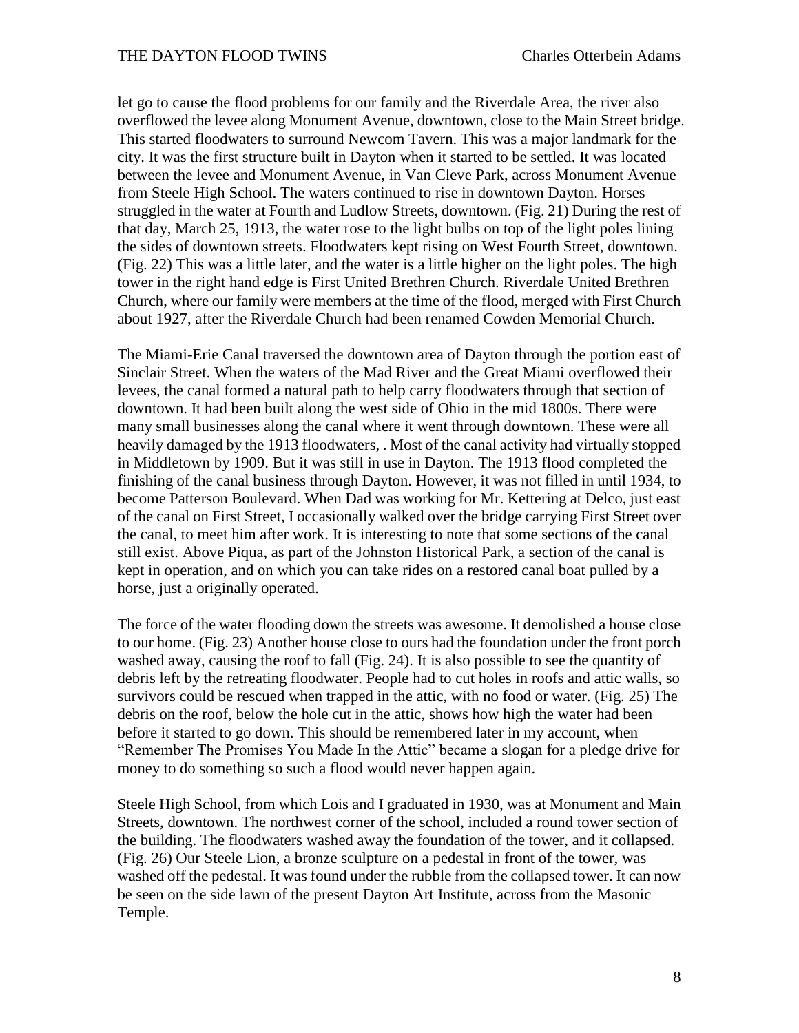let go to cause the flood problems for our family and the Riverdale Area, the river also overflowed the levee along Monument Avenue, downtown, close to the Main Street bridge. This started floodwaters to surround Newcom Tavern. This was a major landmark for the city. It was the first structure built in Dayton when it started to be settled. It was located between the levee and Monument Avenue, in Van Cleve Park, across Monument Avenue from Steele High School. The waters continued to rise in downtown Dayton. Horses struggled in the water at Fourth and Ludlow Streets, downtown. (Fig. 21) During the rest of that day, March 25, 1913, the water rose to the light bulbs on top of the light poles lining the sides of downtown streets. Floodwaters kept rising on West Fourth Street, downtown. (Fig. 22) This was a little later, and the water is a little higher on the light poles. The high tower in the right hand edge is First United Brethren Church. Riverdale United Brethren Church, where our family were members at the time of the flood, merged with First Church about 1927, after the Riverdale Church had been renamed Cowden Memorial Church.

The Miami-Erie Canal traversed the downtown area of Dayton through the portion east of Sinclair Street. When the waters of the Mad River and the Great Miami overflowed their levees, the canal formed a natural path to help carry floodwaters through that section of downtown. It had been built along the west side of Ohio in the mid 1800s. There were many small businesses along the canal where it went through downtown. These were all heavily damaged by the 1913 floodwaters, . Most of the canal activity had virtually stopped in Middletown by 1909. But it was still in use in Dayton. The 1913 flood completed the finishing of the canal business through Dayton. However, it was not filled in until 1934, to become Patterson Boulevard. When Dad was working for Mr. Kettering at Delco, just east of the canal on First Street, I occasionally walked over the bridge carrying First Street over the canal, to meet him after work. It is interesting to note that some sections of the canal still exist. Above Piqua, as part of the Johnston Historical Park, a section of the canal is kept in operation, and on which you can take rides on a restored canal boat pulled by a horse, just a originally operated.

The force of the water flooding down the streets was awesome. It demolished a house close to our home. (Fig. 23) Another house close to ours had the foundation under the front porch washed away, causing the roof to fall (Fig. 24). It is also possible to see the quantity of debris left by the retreating floodwater. People had to cut holes in roofs and attic walls, so survivors could be rescued when trapped in the attic, with no food or water. (Fig. 25) The debris on the roof, below the hole cut in the attic, shows how high the water had been before it started to go down. This should be remembered later in my account, when "Remember The Promises You Made In the Attic" became a slogan for a pledge drive for money to do something so such a flood would never happen again.

Steele High School, from which Lois and I graduated in 1930, was at Monument and Main Streets, downtown. The northwest corner of the school, included a round tower section of the building. The floodwaters washed away the foundation of the tower, and it collapsed. (Fig. 26) Our Steele Lion, a bronze sculpture on a pedestal in front of the tower, was washed off the pedestal. It was found under the rubble from the collapsed tower. It can now be seen on the side lawn of the present Dayton Art Institute, across from the Masonic Temple.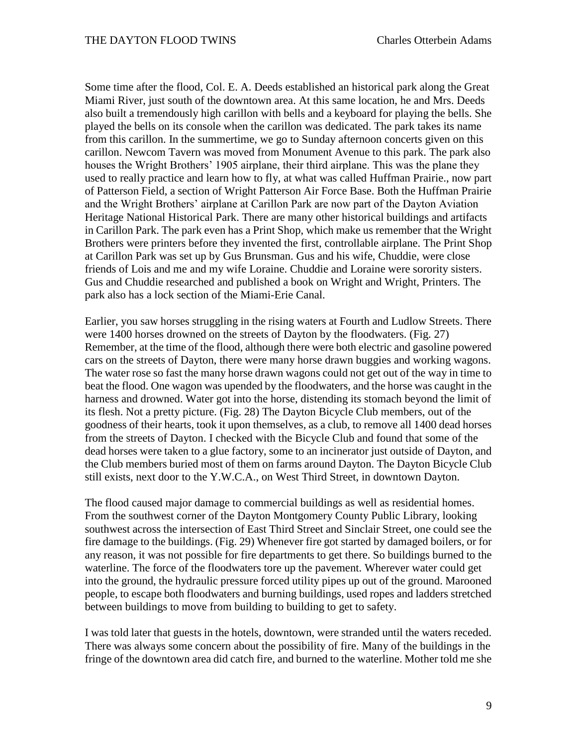Some time after the flood, Col. E. A. Deeds established an historical park along the Great Miami River, just south of the downtown area. At this same location, he and Mrs. Deeds also built a tremendously high carillon with bells and a keyboard for playing the bells. She played the bells on its console when the carillon was dedicated. The park takes its name from this carillon. In the summertime, we go to Sunday afternoon concerts given on this carillon. Newcom Tavern was moved from Monument Avenue to this park. The park also houses the Wright Brothers' 1905 airplane, their third airplane. This was the plane they used to really practice and learn how to fly, at what was called Huffman Prairie., now part of Patterson Field, a section of Wright Patterson Air Force Base. Both the Huffman Prairie and the Wright Brothers' airplane at Carillon Park are now part of the Dayton Aviation Heritage National Historical Park. There are many other historical buildings and artifacts in Carillon Park. The park even has a Print Shop, which make us remember that the Wright Brothers were printers before they invented the first, controllable airplane. The Print Shop at Carillon Park was set up by Gus Brunsman. Gus and his wife, Chuddie, were close friends of Lois and me and my wife Loraine. Chuddie and Loraine were sorority sisters. Gus and Chuddie researched and published a book on Wright and Wright, Printers. The park also has a lock section of the Miami-Erie Canal.

Earlier, you saw horses struggling in the rising waters at Fourth and Ludlow Streets. There were 1400 horses drowned on the streets of Dayton by the floodwaters. (Fig. 27) Remember, at the time of the flood, although there were both electric and gasoline powered cars on the streets of Dayton, there were many horse drawn buggies and working wagons. The water rose so fast the many horse drawn wagons could not get out of the way in time to beat the flood. One wagon was upended by the floodwaters, and the horse was caught in the harness and drowned. Water got into the horse, distending its stomach beyond the limit of its flesh. Not a pretty picture. (Fig. 28) The Dayton Bicycle Club members, out of the goodness of their hearts, took it upon themselves, as a club, to remove all 1400 dead horses from the streets of Dayton. I checked with the Bicycle Club and found that some of the dead horses were taken to a glue factory, some to an incinerator just outside of Dayton, and the Club members buried most of them on farms around Dayton. The Dayton Bicycle Club still exists, next door to the Y.W.C.A., on West Third Street, in downtown Dayton.

The flood caused major damage to commercial buildings as well as residential homes. From the southwest corner of the Dayton Montgomery County Public Library, looking southwest across the intersection of East Third Street and Sinclair Street, one could see the fire damage to the buildings. (Fig. 29) Whenever fire got started by damaged boilers, or for any reason, it was not possible for fire departments to get there. So buildings burned to the waterline. The force of the floodwaters tore up the pavement. Wherever water could get into the ground, the hydraulic pressure forced utility pipes up out of the ground. Marooned people, to escape both floodwaters and burning buildings, used ropes and ladders stretched between buildings to move from building to building to get to safety.

I was told later that guests in the hotels, downtown, were stranded until the waters receded. There was always some concern about the possibility of fire. Many of the buildings in the fringe of the downtown area did catch fire, and burned to the waterline. Mother told me she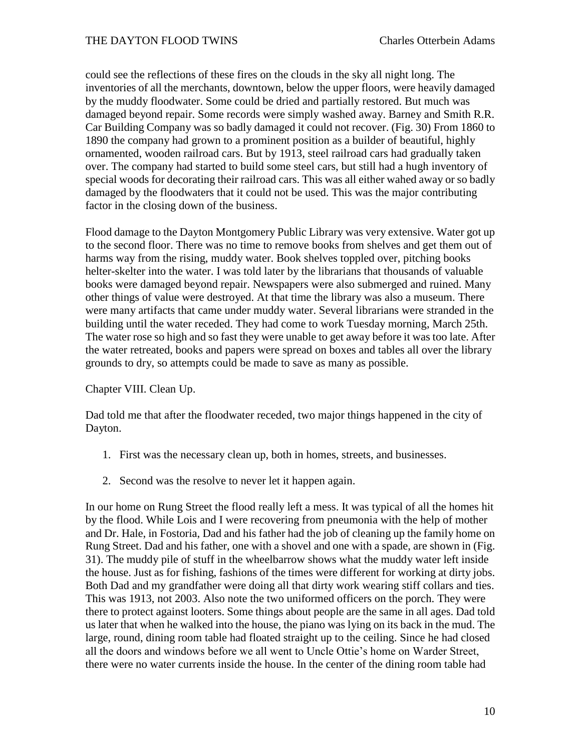could see the reflections of these fires on the clouds in the sky all night long. The inventories of all the merchants, downtown, below the upper floors, were heavily damaged by the muddy floodwater. Some could be dried and partially restored. But much was damaged beyond repair. Some records were simply washed away. Barney and Smith R.R. Car Building Company was so badly damaged it could not recover. (Fig. 30) From 1860 to 1890 the company had grown to a prominent position as a builder of beautiful, highly ornamented, wooden railroad cars. But by 1913, steel railroad cars had gradually taken over. The company had started to build some steel cars, but still had a hugh inventory of special woods for decorating their railroad cars. This was all either wahed away or so badly damaged by the floodwaters that it could not be used. This was the major contributing factor in the closing down of the business.

Flood damage to the Dayton Montgomery Public Library was very extensive. Water got up to the second floor. There was no time to remove books from shelves and get them out of harms way from the rising, muddy water. Book shelves toppled over, pitching books helter-skelter into the water. I was told later by the librarians that thousands of valuable books were damaged beyond repair. Newspapers were also submerged and ruined. Many other things of value were destroyed. At that time the library was also a museum. There were many artifacts that came under muddy water. Several librarians were stranded in the building until the water receded. They had come to work Tuesday morning, March 25th. The water rose so high and so fast they were unable to get away before it was too late. After the water retreated, books and papers were spread on boxes and tables all over the library grounds to dry, so attempts could be made to save as many as possible.

## Chapter VIII. Clean Up.

Dad told me that after the floodwater receded, two major things happened in the city of Dayton.

1. First was the necessary clean up, both in homes, streets, and businesses.
2. Second was the resolve to never let it happen again.

In our home on Rung Street the flood really left a mess. It was typical of all the homes hit by the flood. While Lois and I were recovering from pneumonia with the help of mother and Dr. Hale, in Fostoria, Dad and his father had the job of cleaning up the family home on Rung Street. Dad and his father, one with a shovel and one with a spade, are shown in (Fig. 31). The muddy pile of stuff in the wheelbarrow shows what the muddy water left inside the house. Just as for fishing, fashions of the times were different for working at dirty jobs. Both Dad and my grandfather were doing all that dirty work wearing stiff collars and ties. This was 1913, not 2003. Also note the two uniformed officers on the porch. They were there to protect against looters. Some things about people are the same in all ages. Dad told us later that when he walked into the house, the piano was lying on its back in the mud. The large, round, dining room table had floated straight up to the ceiling. Since he had closed all the doors and windows before we all went to Uncle Ottie's home on Warder Street, there were no water currents inside the house. In the center of the dining room table had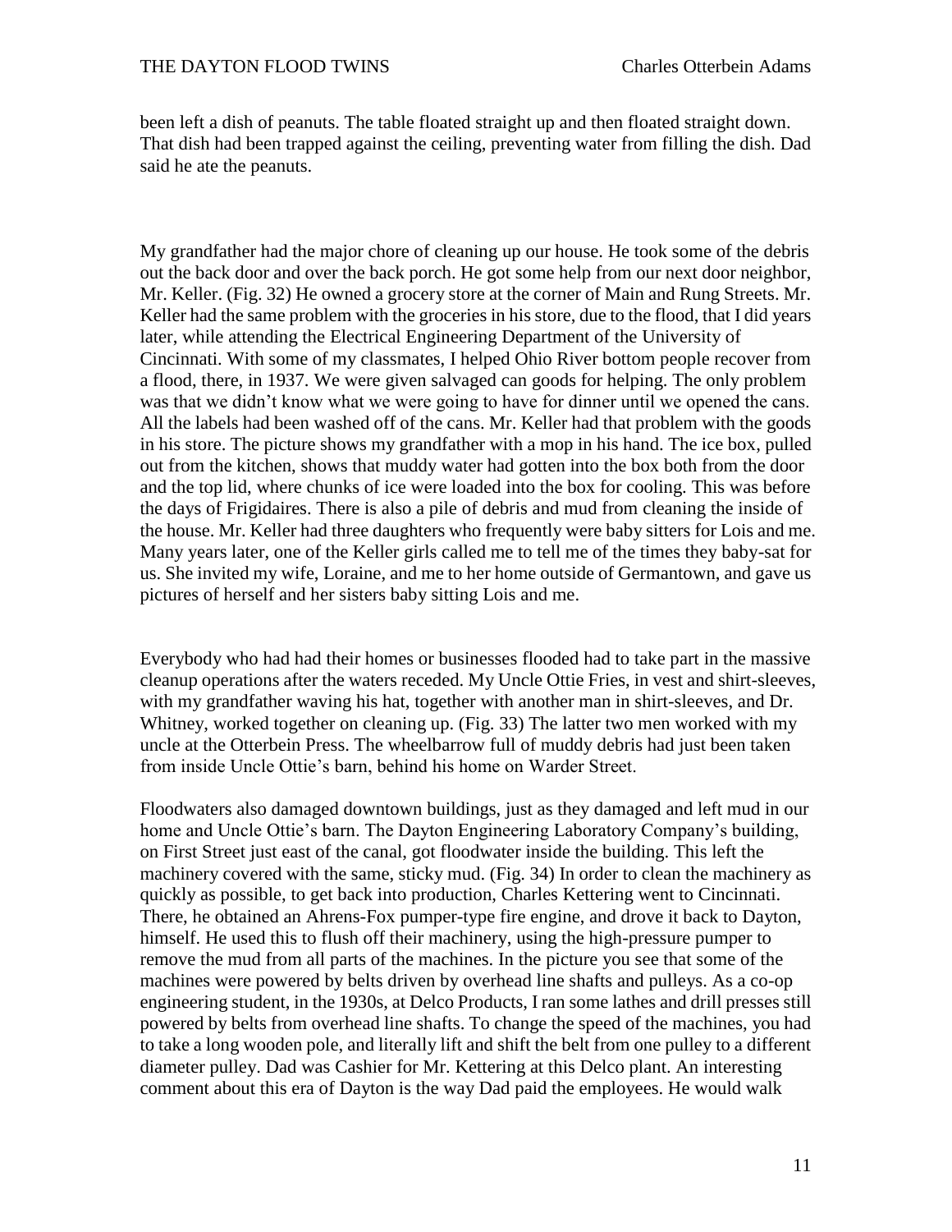been left a dish of peanuts. The table floated straight up and then floated straight down. That dish had been trapped against the ceiling, preventing water from filling the dish. Dad said he ate the peanuts.

My grandfather had the major chore of cleaning up our house. He took some of the debris out the back door and over the back porch. He got some help from our next door neighbor, Mr. Keller. (Fig. 32) He owned a grocery store at the corner of Main and Rung Streets. Mr. Keller had the same problem with the groceries in his store, due to the flood, that I did years later, while attending the Electrical Engineering Department of the University of Cincinnati. With some of my classmates, I helped Ohio River bottom people recover from a flood, there, in 1937. We were given salvaged can goods for helping. The only problem was that we didn't know what we were going to have for dinner until we opened the cans. All the labels had been washed off of the cans. Mr. Keller had that problem with the goods in his store. The picture shows my grandfather with a mop in his hand. The ice box, pulled out from the kitchen, shows that muddy water had gotten into the box both from the door and the top lid, where chunks of ice were loaded into the box for cooling. This was before the days of Frigidaires. There is also a pile of debris and mud from cleaning the inside of the house. Mr. Keller had three daughters who frequently were baby sitters for Lois and me. Many years later, one of the Keller girls called me to tell me of the times they baby-sat for us. She invited my wife, Loraine, and me to her home outside of Germantown, and gave us pictures of herself and her sisters baby sitting Lois and me.

Everybody who had had their homes or businesses flooded had to take part in the massive cleanup operations after the waters receded. My Uncle Ottie Fries, in vest and shirt-sleeves, with my grandfather waving his hat, together with another man in shirt-sleeves, and Dr. Whitney, worked together on cleaning up. (Fig. 33) The latter two men worked with my uncle at the Otterbein Press. The wheelbarrow full of muddy debris had just been taken from inside Uncle Ottie's barn, behind his home on Warder Street.

Floodwaters also damaged downtown buildings, just as they damaged and left mud in our home and Uncle Ottie's barn. The Dayton Engineering Laboratory Company's building, on First Street just east of the canal, got floodwater inside the building. This left the machinery covered with the same, sticky mud. (Fig. 34) In order to clean the machinery as quickly as possible, to get back into production, Charles Kettering went to Cincinnati. There, he obtained an Ahrens-Fox pumper-type fire engine, and drove it back to Dayton, himself. He used this to flush off their machinery, using the high-pressure pumper to remove the mud from all parts of the machines. In the picture you see that some of the machines were powered by belts driven by overhead line shafts and pulleys. As a co-op engineering student, in the 1930s, at Delco Products, I ran some lathes and drill presses still powered by belts from overhead line shafts. To change the speed of the machines, you had to take a long wooden pole, and literally lift and shift the belt from one pulley to a different diameter pulley. Dad was Cashier for Mr. Kettering at this Delco plant. An interesting comment about this era of Dayton is the way Dad paid the employees. He would walk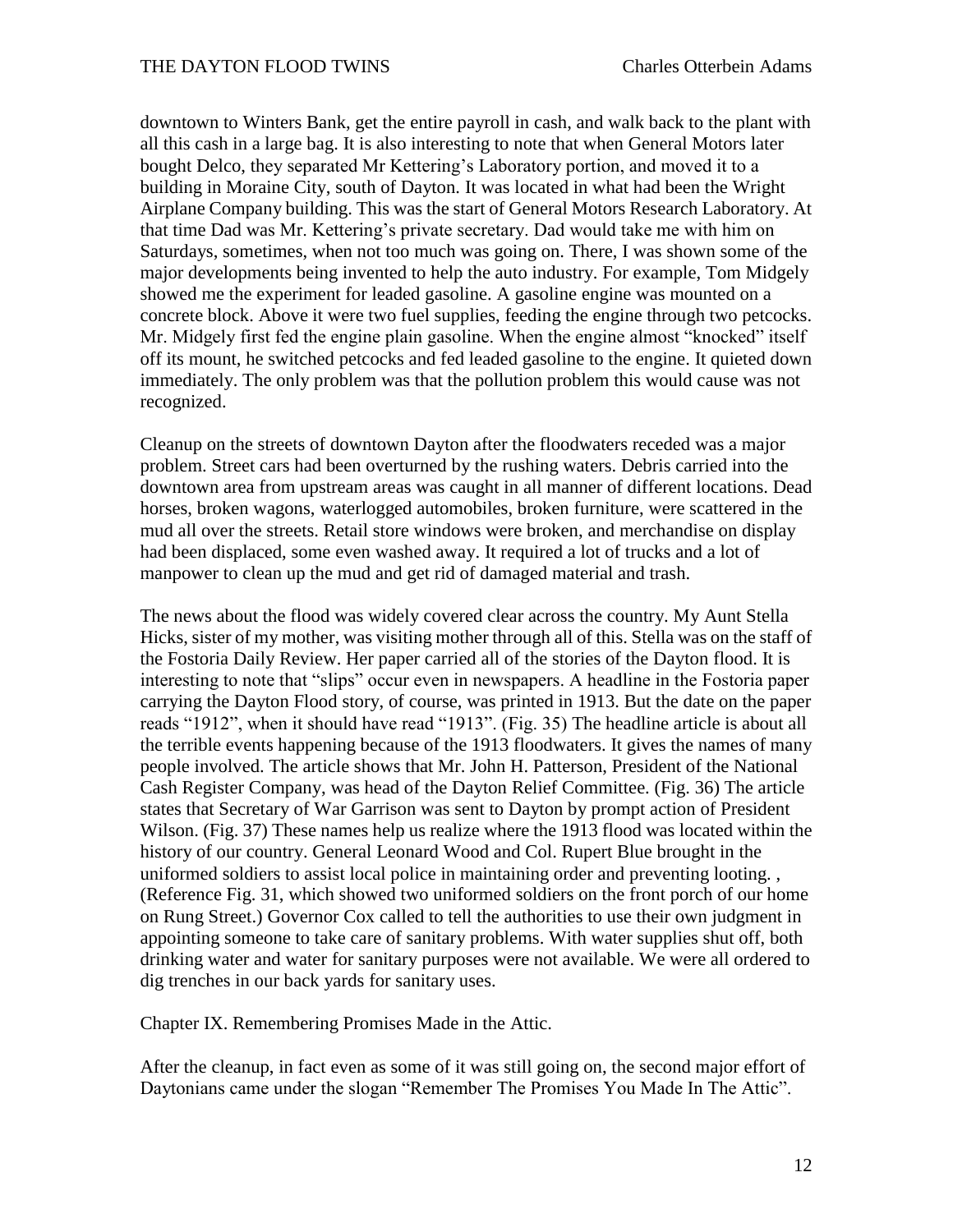downtown to Winters Bank, get the entire payroll in cash, and walk back to the plant with all this cash in a large bag. It is also interesting to note that when General Motors later bought Delco, they separated Mr Kettering's Laboratory portion, and moved it to a building in Moraine City, south of Dayton. It was located in what had been the Wright Airplane Company building. This was the start of General Motors Research Laboratory. At that time Dad was Mr. Kettering's private secretary. Dad would take me with him on Saturdays, sometimes, when not too much was going on. There, I was shown some of the major developments being invented to help the auto industry. For example, Tom Midgely showed me the experiment for leaded gasoline. A gasoline engine was mounted on a concrete block. Above it were two fuel supplies, feeding the engine through two petcocks. Mr. Midgely first fed the engine plain gasoline. When the engine almost "knocked" itself off its mount, he switched petcocks and fed leaded gasoline to the engine. It quieted down immediately. The only problem was that the pollution problem this would cause was not recognized.

Cleanup on the streets of downtown Dayton after the floodwaters receded was a major problem. Street cars had been overturned by the rushing waters. Debris carried into the downtown area from upstream areas was caught in all manner of different locations. Dead horses, broken wagons, waterlogged automobiles, broken furniture, were scattered in the mud all over the streets. Retail store windows were broken, and merchandise on display had been displaced, some even washed away. It required a lot of trucks and a lot of manpower to clean up the mud and get rid of damaged material and trash.

The news about the flood was widely covered clear across the country. My Aunt Stella Hicks, sister of my mother, was visiting mother through all of this. Stella was on the staff of the Fostoria Daily Review. Her paper carried all of the stories of the Dayton flood. It is interesting to note that "slips" occur even in newspapers. A headline in the Fostoria paper carrying the Dayton Flood story, of course, was printed in 1913. But the date on the paper reads "1912", when it should have read "1913". (Fig. 35) The headline article is about all the terrible events happening because of the 1913 floodwaters. It gives the names of many people involved. The article shows that Mr. John H. Patterson, President of the National Cash Register Company, was head of the Dayton Relief Committee. (Fig. 36) The article states that Secretary of War Garrison was sent to Dayton by prompt action of President Wilson. (Fig. 37) These names help us realize where the 1913 flood was located within the history of our country. General Leonard Wood and Col. Rupert Blue brought in the uniformed soldiers to assist local police in maintaining order and preventing looting. , (Reference Fig. 31, which showed two uniformed soldiers on the front porch of our home on Rung Street.) Governor Cox called to tell the authorities to use their own judgment in appointing someone to take care of sanitary problems. With water supplies shut off, both drinking water and water for sanitary purposes were not available. We were all ordered to dig trenches in our back yards for sanitary uses.

## Chapter IX. Remembering Promises Made in the Attic.

After the cleanup, in fact even as some of it was still going on, the second major effort of Daytonians came under the slogan "Remember The Promises You Made In The Attic".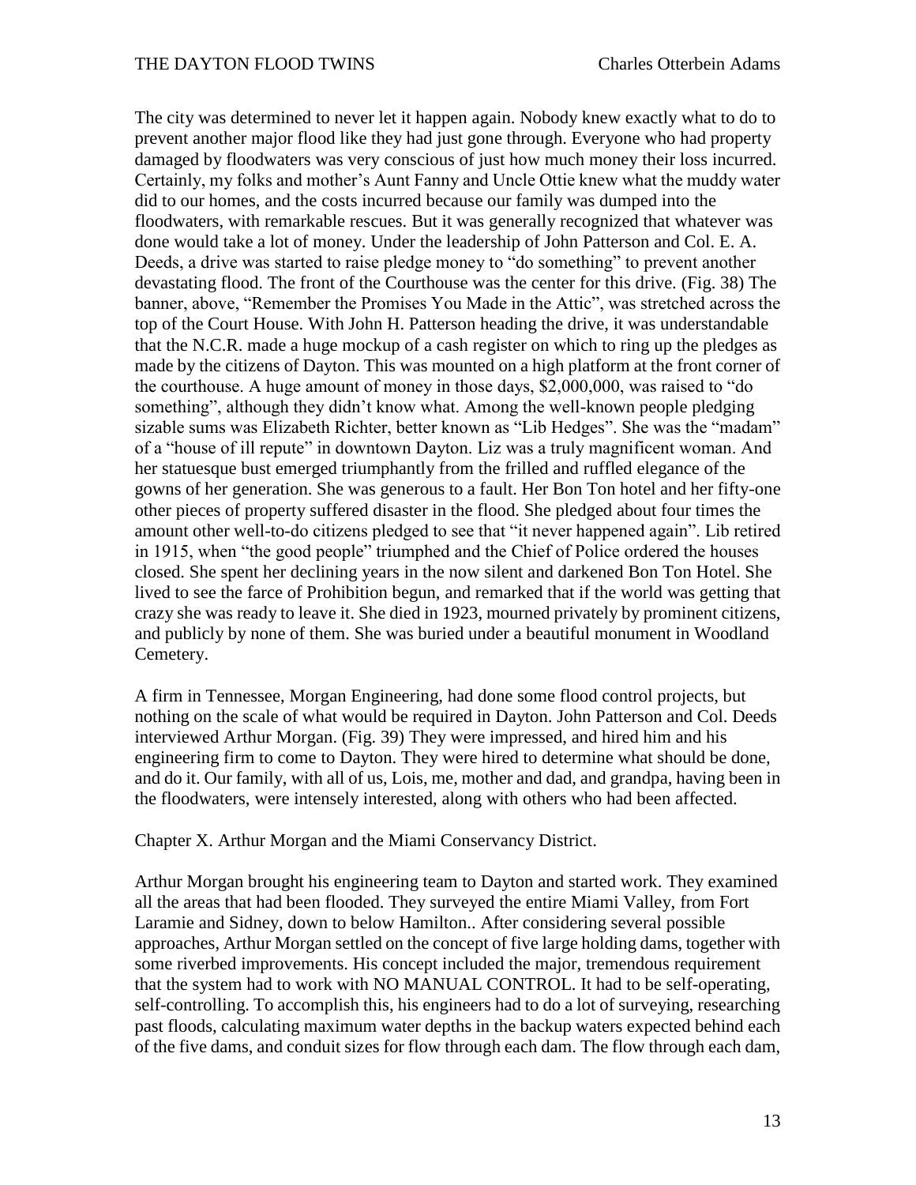The city was determined to never let it happen again. Nobody knew exactly what to do to prevent another major flood like they had just gone through. Everyone who had property damaged by floodwaters was very conscious of just how much money their loss incurred. Certainly, my folks and mother's Aunt Fanny and Uncle Ottie knew what the muddy water did to our homes, and the costs incurred because our family was dumped into the floodwaters, with remarkable rescues. But it was generally recognized that whatever was done would take a lot of money. Under the leadership of John Patterson and Col. E. A. Deeds, a drive was started to raise pledge money to "do something" to prevent another devastating flood. The front of the Courthouse was the center for this drive. (Fig. 38) The banner, above, "Remember the Promises You Made in the Attic", was stretched across the top of the Court House. With John H. Patterson heading the drive, it was understandable that the N.C.R. made a huge mockup of a cash register on which to ring up the pledges as made by the citizens of Dayton. This was mounted on a high platform at the front corner of the courthouse. A huge amount of money in those days, $2,000,000, was raised to "do something", although they didn't know what. Among the well-known people pledging sizable sums was Elizabeth Richter, better known as "Lib Hedges". She was the "madam" of a "house of ill repute" in downtown Dayton. Liz was a truly magnificent woman. And her statuesque bust emerged triumphantly from the frilled and ruffled elegance of the gowns of her generation. She was generous to a fault. Her Bon Ton hotel and her fifty-one other pieces of property suffered disaster in the flood. She pledged about four times the amount other well-to-do citizens pledged to see that "it never happened again". Lib retired in 1915, when "the good people" triumphed and the Chief of Police ordered the houses closed. She spent her declining years in the now silent and darkened Bon Ton Hotel. She lived to see the farce of Prohibition begun, and remarked that if the world was getting that crazy she was ready to leave it. She died in 1923, mourned privately by prominent citizens, and publicly by none of them. She was buried under a beautiful monument in Woodland Cemetery.

A firm in Tennessee, Morgan Engineering, had done some flood control projects, but nothing on the scale of what would be required in Dayton. John Patterson and Col. Deeds interviewed Arthur Morgan. (Fig. 39) They were impressed, and hired him and his engineering firm to come to Dayton. They were hired to determine what should be done, and do it. Our family, with all of us, Lois, me, mother and dad, and grandpa, having been in the floodwaters, were intensely interested, along with others who had been affected.

## Chapter X. Arthur Morgan and the Miami Conservancy District.

Arthur Morgan brought his engineering team to Dayton and started work. They examined all the areas that had been flooded. They surveyed the entire Miami Valley, from Fort Laramie and Sidney, down to below Hamilton.. After considering several possible approaches, Arthur Morgan settled on the concept of five large holding dams, together with some riverbed improvements. His concept included the major, tremendous requirement that the system had to work with NO MANUAL CONTROL. It had to be self-operating, self-controlling. To accomplish this, his engineers had to do a lot of surveying, researching past floods, calculating maximum water depths in the backup waters expected behind each of the five dams, and conduit sizes for flow through each dam. The flow through each dam,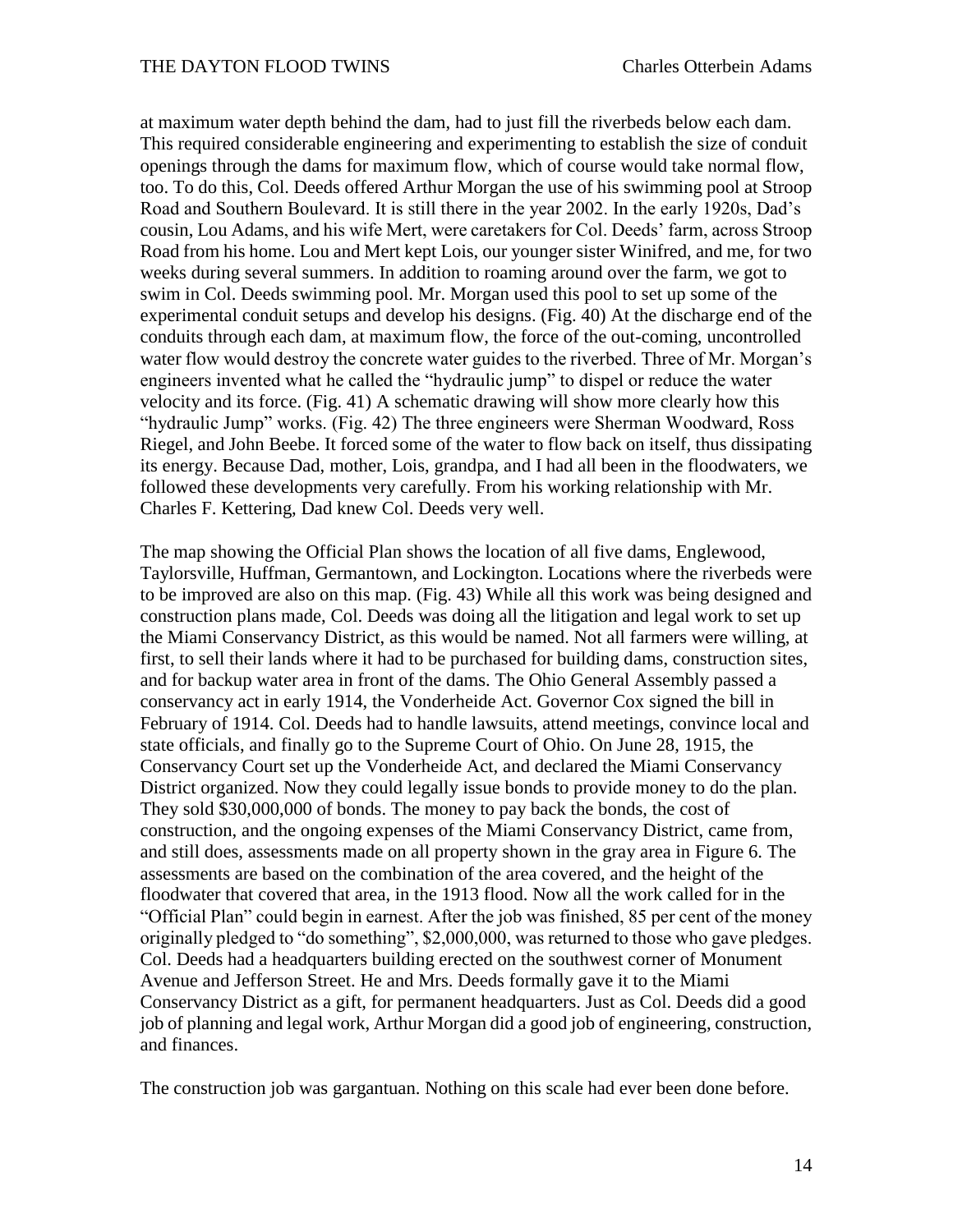at maximum water depth behind the dam, had to just fill the riverbeds below each dam. This required considerable engineering and experimenting to establish the size of conduit openings through the dams for maximum flow, which of course would take normal flow, too. To do this, Col. Deeds offered Arthur Morgan the use of his swimming pool at Stroop Road and Southern Boulevard. It is still there in the year 2002. In the early 1920s, Dad's cousin, Lou Adams, and his wife Mert, were caretakers for Col. Deeds' farm, across Stroop Road from his home. Lou and Mert kept Lois, our younger sister Winifred, and me, for two weeks during several summers. In addition to roaming around over the farm, we got to swim in Col. Deeds swimming pool. Mr. Morgan used this pool to set up some of the experimental conduit setups and develop his designs. (Fig. 40) At the discharge end of the conduits through each dam, at maximum flow, the force of the out-coming, uncontrolled water flow would destroy the concrete water guides to the riverbed. Three of Mr. Morgan's engineers invented what he called the "hydraulic jump" to dispel or reduce the water velocity and its force. (Fig. 41) A schematic drawing will show more clearly how this "hydraulic Jump" works. (Fig. 42) The three engineers were Sherman Woodward, Ross Riegel, and John Beebe. It forced some of the water to flow back on itself, thus dissipating its energy. Because Dad, mother, Lois, grandpa, and I had all been in the floodwaters, we followed these developments very carefully. From his working relationship with Mr. Charles F. Kettering, Dad knew Col. Deeds very well.

The map showing the Official Plan shows the location of all five dams, Englewood, Taylorsville, Huffman, Germantown, and Lockington. Locations where the riverbeds were to be improved are also on this map. (Fig. 43) While all this work was being designed and construction plans made, Col. Deeds was doing all the litigation and legal work to set up the Miami Conservancy District, as this would be named. Not all farmers were willing, at first, to sell their lands where it had to be purchased for building dams, construction sites, and for backup water area in front of the dams. The Ohio General Assembly passed a conservancy act in early 1914, the Vonderheide Act. Governor Cox signed the bill in February of 1914. Col. Deeds had to handle lawsuits, attend meetings, convince local and state officials, and finally go to the Supreme Court of Ohio. On June 28, 1915, the Conservancy Court set up the Vonderheide Act, and declared the Miami Conservancy District organized. Now they could legally issue bonds to provide money to do the plan. They sold $30,000,000 of bonds. The money to pay back the bonds, the cost of construction, and the ongoing expenses of the Miami Conservancy District, came from, and still does, assessments made on all property shown in the gray area in Figure 6. The assessments are based on the combination of the area covered, and the height of the floodwater that covered that area, in the 1913 flood. Now all the work called for in the "Official Plan" could begin in earnest. After the job was finished, 85 per cent of the money originally pledged to "do something", $2,000,000, was returned to those who gave pledges. Col. Deeds had a headquarters building erected on the southwest corner of Monument Avenue and Jefferson Street. He and Mrs. Deeds formally gave it to the Miami Conservancy District as a gift, for permanent headquarters. Just as Col. Deeds did a good job of planning and legal work, Arthur Morgan did a good job of engineering, construction, and finances.

The construction job was gargantuan. Nothing on this scale had ever been done before.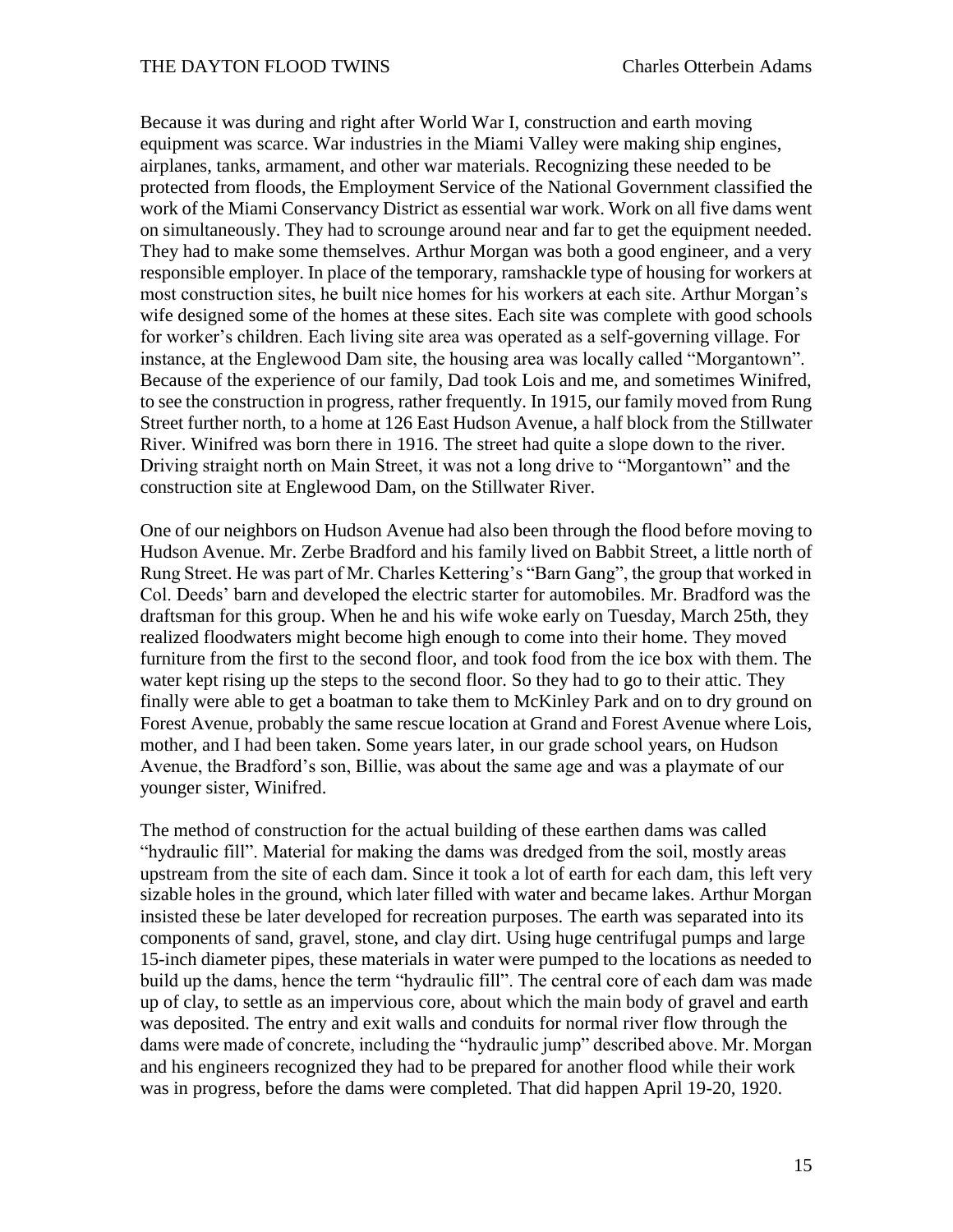Because it was during and right after World War I, construction and earth moving equipment was scarce. War industries in the Miami Valley were making ship engines, airplanes, tanks, armament, and other war materials. Recognizing these needed to be protected from floods, the Employment Service of the National Government classified the work of the Miami Conservancy District as essential war work. Work on all five dams went on simultaneously. They had to scrounge around near and far to get the equipment needed. They had to make some themselves. Arthur Morgan was both a good engineer, and a very responsible employer. In place of the temporary, ramshackle type of housing for workers at most construction sites, he built nice homes for his workers at each site. Arthur Morgan's wife designed some of the homes at these sites. Each site was complete with good schools for worker's children. Each living site area was operated as a self-governing village. For instance, at the Englewood Dam site, the housing area was locally called "Morgantown". Because of the experience of our family, Dad took Lois and me, and sometimes Winifred, to see the construction in progress, rather frequently. In 1915, our family moved from Rung Street further north, to a home at 126 East Hudson Avenue, a half block from the Stillwater River. Winifred was born there in 1916. The street had quite a slope down to the river. Driving straight north on Main Street, it was not a long drive to "Morgantown" and the construction site at Englewood Dam, on the Stillwater River.

One of our neighbors on Hudson Avenue had also been through the flood before moving to Hudson Avenue. Mr. Zerbe Bradford and his family lived on Babbit Street, a little north of Rung Street. He was part of Mr. Charles Kettering's "Barn Gang", the group that worked in Col. Deeds' barn and developed the electric starter for automobiles. Mr. Bradford was the draftsman for this group. When he and his wife woke early on Tuesday, March 25th, they realized floodwaters might become high enough to come into their home. They moved furniture from the first to the second floor, and took food from the ice box with them. The water kept rising up the steps to the second floor. So they had to go to their attic. They finally were able to get a boatman to take them to McKinley Park and on to dry ground on Forest Avenue, probably the same rescue location at Grand and Forest Avenue where Lois, mother, and I had been taken. Some years later, in our grade school years, on Hudson Avenue, the Bradford's son, Billie, was about the same age and was a playmate of our younger sister, Winifred.

The method of construction for the actual building of these earthen dams was called "hydraulic fill". Material for making the dams was dredged from the soil, mostly areas upstream from the site of each dam. Since it took a lot of earth for each dam, this left very sizable holes in the ground, which later filled with water and became lakes. Arthur Morgan insisted these be later developed for recreation purposes. The earth was separated into its components of sand, gravel, stone, and clay dirt. Using huge centrifugal pumps and large 15-inch diameter pipes, these materials in water were pumped to the locations as needed to build up the dams, hence the term "hydraulic fill". The central core of each dam was made up of clay, to settle as an impervious core, about which the main body of gravel and earth was deposited. The entry and exit walls and conduits for normal river flow through the dams were made of concrete, including the "hydraulic jump" described above. Mr. Morgan and his engineers recognized they had to be prepared for another flood while their work was in progress, before the dams were completed. That did happen April 19-20, 1920.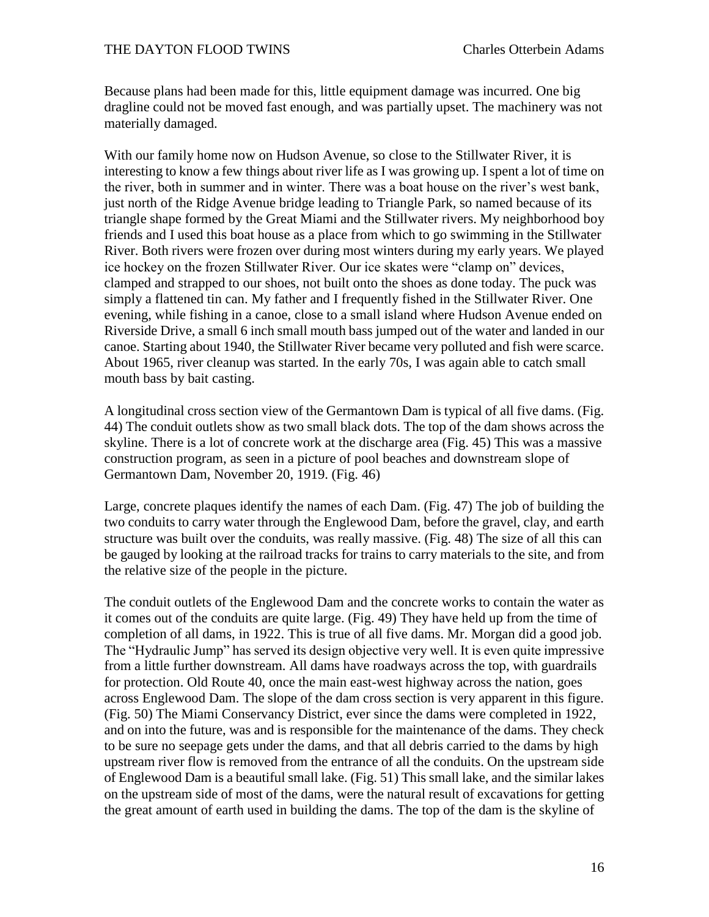Because plans had been made for this, little equipment damage was incurred. One big dragline could not be moved fast enough, and was partially upset. The machinery was not materially damaged.

With our family home now on Hudson Avenue, so close to the Stillwater River, it is interesting to know a few things about river life as I was growing up. I spent a lot of time on the river, both in summer and in winter. There was a boat house on the river's west bank, just north of the Ridge Avenue bridge leading to Triangle Park, so named because of its triangle shape formed by the Great Miami and the Stillwater rivers. My neighborhood boy friends and I used this boat house as a place from which to go swimming in the Stillwater River. Both rivers were frozen over during most winters during my early years. We played ice hockey on the frozen Stillwater River. Our ice skates were "clamp on" devices, clamped and strapped to our shoes, not built onto the shoes as done today. The puck was simply a flattened tin can. My father and I frequently fished in the Stillwater River. One evening, while fishing in a canoe, close to a small island where Hudson Avenue ended on Riverside Drive, a small 6 inch small mouth bass jumped out of the water and landed in our canoe. Starting about 1940, the Stillwater River became very polluted and fish were scarce. About 1965, river cleanup was started. In the early 70s, I was again able to catch small mouth bass by bait casting.

A longitudinal cross section view of the Germantown Dam is typical of all five dams. (Fig. 44) The conduit outlets show as two small black dots. The top of the dam shows across the skyline. There is a lot of concrete work at the discharge area (Fig. 45) This was a massive construction program, as seen in a picture of pool beaches and downstream slope of Germantown Dam, November 20, 1919. (Fig. 46)

Large, concrete plaques identify the names of each Dam. (Fig. 47) The job of building the two conduits to carry water through the Englewood Dam, before the gravel, clay, and earth structure was built over the conduits, was really massive. (Fig. 48) The size of all this can be gauged by looking at the railroad tracks for trains to carry materials to the site, and from the relative size of the people in the picture.

The conduit outlets of the Englewood Dam and the concrete works to contain the water as it comes out of the conduits are quite large. (Fig. 49) They have held up from the time of completion of all dams, in 1922. This is true of all five dams. Mr. Morgan did a good job. The "Hydraulic Jump" has served its design objective very well. It is even quite impressive from a little further downstream. All dams have roadways across the top, with guardrails for protection. Old Route 40, once the main east-west highway across the nation, goes across Englewood Dam. The slope of the dam cross section is very apparent in this figure. (Fig. 50) The Miami Conservancy District, ever since the dams were completed in 1922, and on into the future, was and is responsible for the maintenance of the dams. They check to be sure no seepage gets under the dams, and that all debris carried to the dams by high upstream river flow is removed from the entrance of all the conduits. On the upstream side of Englewood Dam is a beautiful small lake. (Fig. 51) This small lake, and the similar lakes on the upstream side of most of the dams, were the natural result of excavations for getting the great amount of earth used in building the dams. The top of the dam is the skyline of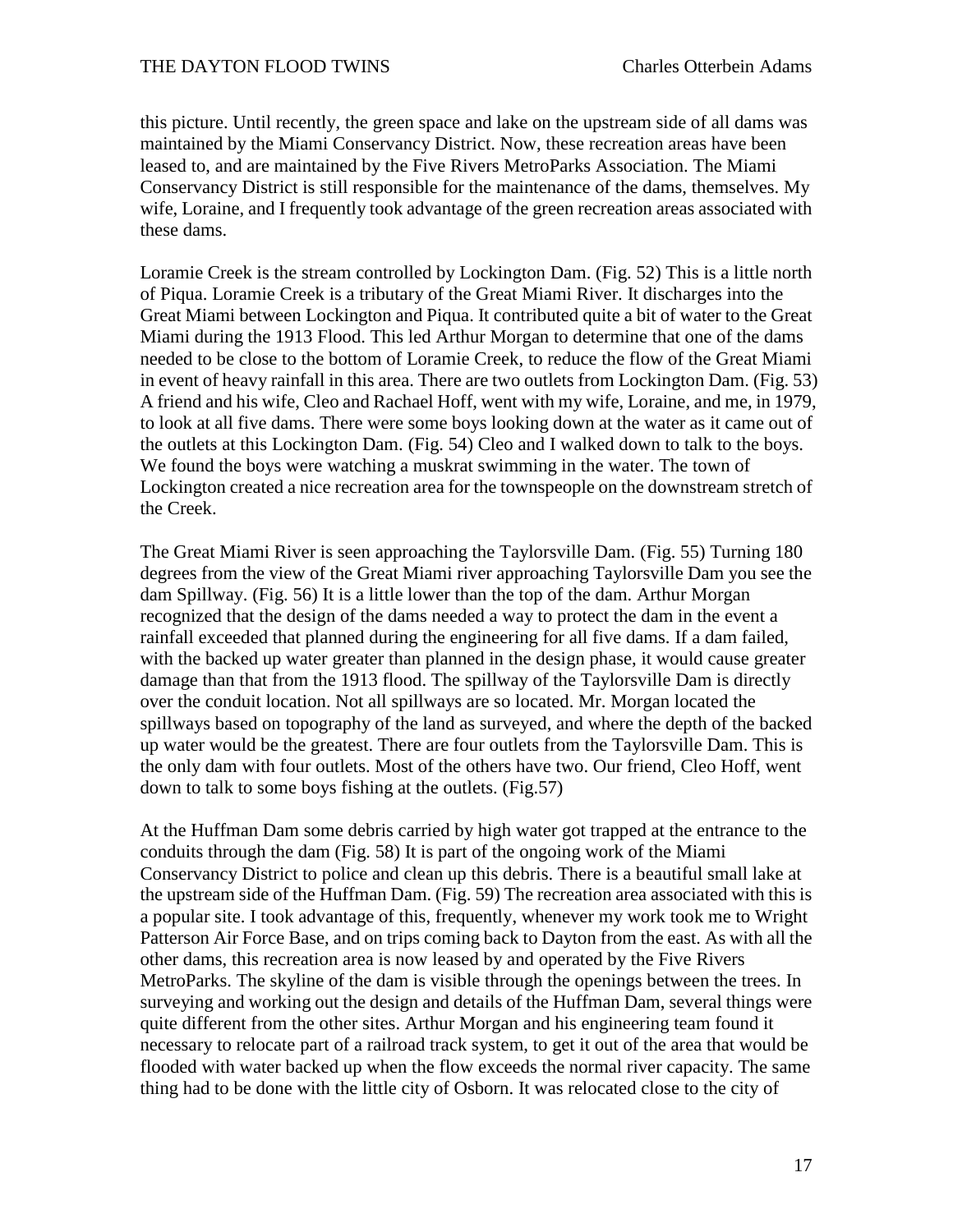this picture. Until recently, the green space and lake on the upstream side of all dams was maintained by the Miami Conservancy District. Now, these recreation areas have been leased to, and are maintained by the Five Rivers MetroParks Association. The Miami Conservancy District is still responsible for the maintenance of the dams, themselves. My wife, Loraine, and I frequently took advantage of the green recreation areas associated with these dams.

Loramie Creek is the stream controlled by Lockington Dam. (Fig. 52) This is a little north of Piqua. Loramie Creek is a tributary of the Great Miami River. It discharges into the Great Miami between Lockington and Piqua. It contributed quite a bit of water to the Great Miami during the 1913 Flood. This led Arthur Morgan to determine that one of the dams needed to be close to the bottom of Loramie Creek, to reduce the flow of the Great Miami in event of heavy rainfall in this area. There are two outlets from Lockington Dam. (Fig. 53) A friend and his wife, Cleo and Rachael Hoff, went with my wife, Loraine, and me, in 1979, to look at all five dams. There were some boys looking down at the water as it came out of the outlets at this Lockington Dam. (Fig. 54) Cleo and I walked down to talk to the boys. We found the boys were watching a muskrat swimming in the water. The town of Lockington created a nice recreation area for the townspeople on the downstream stretch of the Creek.

The Great Miami River is seen approaching the Taylorsville Dam. (Fig. 55) Turning 180 degrees from the view of the Great Miami river approaching Taylorsville Dam you see the dam Spillway. (Fig. 56) It is a little lower than the top of the dam. Arthur Morgan recognized that the design of the dams needed a way to protect the dam in the event a rainfall exceeded that planned during the engineering for all five dams. If a dam failed, with the backed up water greater than planned in the design phase, it would cause greater damage than that from the 1913 flood. The spillway of the Taylorsville Dam is directly over the conduit location. Not all spillways are so located. Mr. Morgan located the spillways based on topography of the land as surveyed, and where the depth of the backed up water would be the greatest. There are four outlets from the Taylorsville Dam. This is the only dam with four outlets. Most of the others have two. Our friend, Cleo Hoff, went down to talk to some boys fishing at the outlets. (Fig.57)

At the Huffman Dam some debris carried by high water got trapped at the entrance to the conduits through the dam (Fig. 58) It is part of the ongoing work of the Miami Conservancy District to police and clean up this debris. There is a beautiful small lake at the upstream side of the Huffman Dam. (Fig. 59) The recreation area associated with this is a popular site. I took advantage of this, frequently, whenever my work took me to Wright Patterson Air Force Base, and on trips coming back to Dayton from the east. As with all the other dams, this recreation area is now leased by and operated by the Five Rivers MetroParks. The skyline of the dam is visible through the openings between the trees. In surveying and working out the design and details of the Huffman Dam, several things were quite different from the other sites. Arthur Morgan and his engineering team found it necessary to relocate part of a railroad track system, to get it out of the area that would be flooded with water backed up when the flow exceeds the normal river capacity. The same thing had to be done with the little city of Osborn. It was relocated close to the city of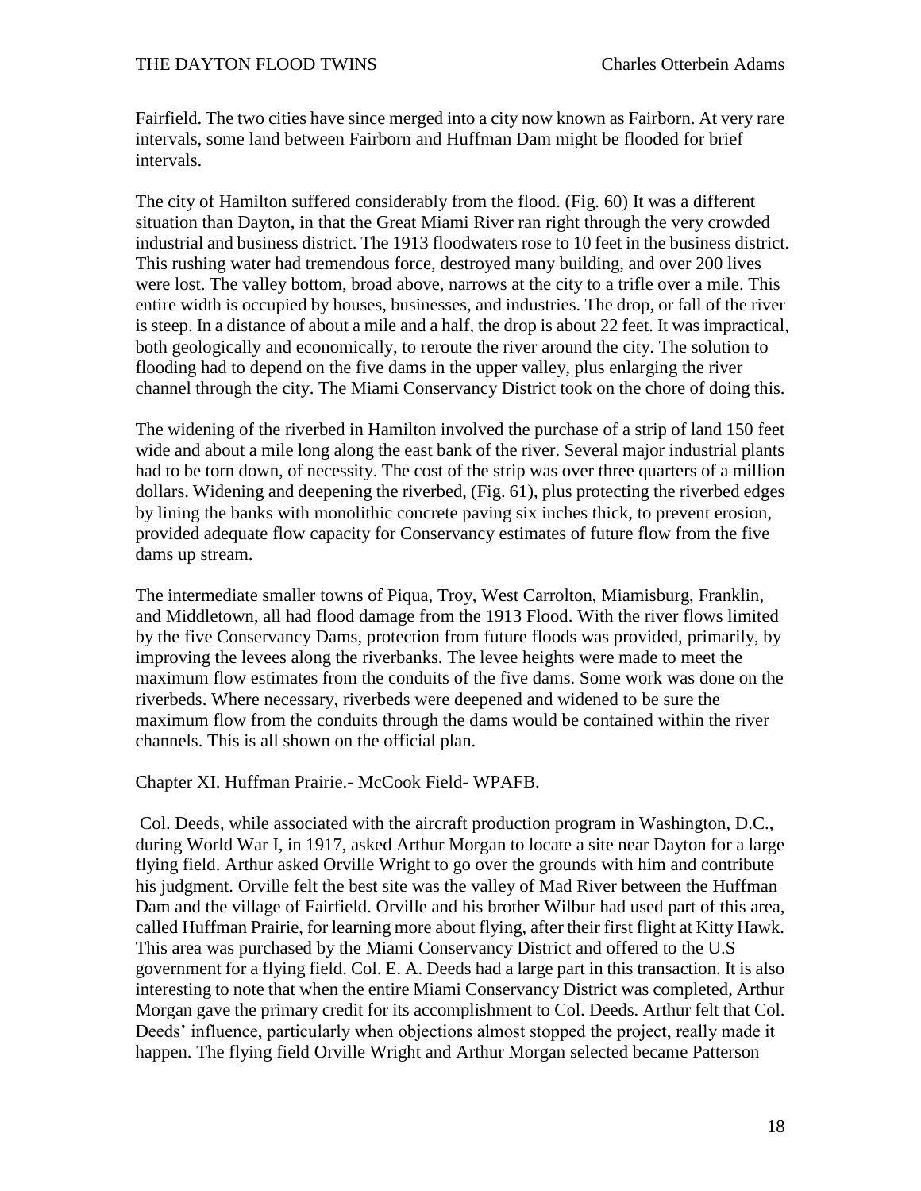Fairfield. The two cities have since merged into a city now known as Fairborn. At very rare intervals, some land between Fairborn and Huffman Dam might be flooded for brief intervals.

The city of Hamilton suffered considerably from the flood. (Fig. 60) It was a different situation than Dayton, in that the Great Miami River ran right through the very crowded industrial and business district. The 1913 floodwaters rose to 10 feet in the business district. This rushing water had tremendous force, destroyed many building, and over 200 lives were lost. The valley bottom, broad above, narrows at the city to a trifle over a mile. This entire width is occupied by houses, businesses, and industries. The drop, or fall of the river is steep. In a distance of about a mile and a half, the drop is about 22 feet. It was impractical, both geologically and economically, to reroute the river around the city. The solution to flooding had to depend on the five dams in the upper valley, plus enlarging the river channel through the city. The Miami Conservancy District took on the chore of doing this.

The widening of the riverbed in Hamilton involved the purchase of a strip of land 150 feet wide and about a mile long along the east bank of the river. Several major industrial plants had to be torn down, of necessity. The cost of the strip was over three quarters of a million dollars. Widening and deepening the riverbed, (Fig. 61), plus protecting the riverbed edges by lining the banks with monolithic concrete paving six inches thick, to prevent erosion, provided adequate flow capacity for Conservancy estimates of future flow from the five dams up stream.

The intermediate smaller towns of Piqua, Troy, West Carrolton, Miamisburg, Franklin, and Middletown, all had flood damage from the 1913 Flood. With the river flows limited by the five Conservancy Dams, protection from future floods was provided, primarily, by improving the levees along the riverbanks. The levee heights were made to meet the maximum flow estimates from the conduits of the five dams. Some work was done on the riverbeds. Where necessary, riverbeds were deepened and widened to be sure the maximum flow from the conduits through the dams would be contained within the river channels. This is all shown on the official plan.

## Chapter XI. Huffman Prairie.- McCook Field- WPAFB.

Col. Deeds, while associated with the aircraft production program in Washington, D.C., during World War I, in 1917, asked Arthur Morgan to locate a site near Dayton for a large flying field. Arthur asked Orville Wright to go over the grounds with him and contribute his judgment. Orville felt the best site was the valley of Mad River between the Huffman Dam and the village of Fairfield. Orville and his brother Wilbur had used part of this area, called Huffman Prairie, for learning more about flying, after their first flight at Kitty Hawk. This area was purchased by the Miami Conservancy District and offered to the U.S government for a flying field. Col. E. A. Deeds had a large part in this transaction. It is also interesting to note that when the entire Miami Conservancy District was completed, Arthur Morgan gave the primary credit for its accomplishment to Col. Deeds. Arthur felt that Col. Deeds' influence, particularly when objections almost stopped the project, really made it happen. The flying field Orville Wright and Arthur Morgan selected became Patterson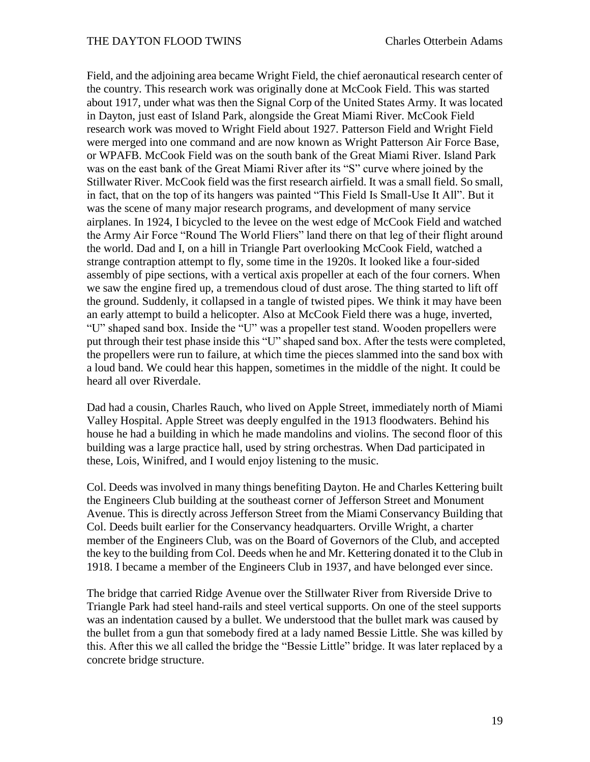Field, and the adjoining area became Wright Field, the chief aeronautical research center of the country. This research work was originally done at McCook Field. This was started about 1917, under what was then the Signal Corp of the United States Army. It was located in Dayton, just east of Island Park, alongside the Great Miami River. McCook Field research work was moved to Wright Field about 1927. Patterson Field and Wright Field were merged into one command and are now known as Wright Patterson Air Force Base, or WPAFB. McCook Field was on the south bank of the Great Miami River. Island Park was on the east bank of the Great Miami River after its "S" curve where joined by the Stillwater River. McCook field was the first research airfield. It was a small field. So small, in fact, that on the top of its hangers was painted "This Field Is Small-Use It All". But it was the scene of many major research programs, and development of many service airplanes. In 1924, I bicycled to the levee on the west edge of McCook Field and watched the Army Air Force "Round The World Fliers" land there on that leg of their flight around the world. Dad and I, on a hill in Triangle Part overlooking McCook Field, watched a strange contraption attempt to fly, some time in the 1920s. It looked like a four-sided assembly of pipe sections, with a vertical axis propeller at each of the four corners. When we saw the engine fired up, a tremendous cloud of dust arose. The thing started to lift off the ground. Suddenly, it collapsed in a tangle of twisted pipes. We think it may have been an early attempt to build a helicopter. Also at McCook Field there was a huge, inverted, "U" shaped sand box. Inside the "U" was a propeller test stand. Wooden propellers were put through their test phase inside this "U" shaped sand box. After the tests were completed, the propellers were run to failure, at which time the pieces slammed into the sand box with a loud band. We could hear this happen, sometimes in the middle of the night. It could be heard all over Riverdale.

Dad had a cousin, Charles Rauch, who lived on Apple Street, immediately north of Miami Valley Hospital. Apple Street was deeply engulfed in the 1913 floodwaters. Behind his house he had a building in which he made mandolins and violins. The second floor of this building was a large practice hall, used by string orchestras. When Dad participated in these, Lois, Winifred, and I would enjoy listening to the music.

Col. Deeds was involved in many things benefiting Dayton. He and Charles Kettering built the Engineers Club building at the southeast corner of Jefferson Street and Monument Avenue. This is directly across Jefferson Street from the Miami Conservancy Building that Col. Deeds built earlier for the Conservancy headquarters. Orville Wright, a charter member of the Engineers Club, was on the Board of Governors of the Club, and accepted the key to the building from Col. Deeds when he and Mr. Kettering donated it to the Club in 1918. I became a member of the Engineers Club in 1937, and have belonged ever since.

The bridge that carried Ridge Avenue over the Stillwater River from Riverside Drive to Triangle Park had steel hand-rails and steel vertical supports. On one of the steel supports was an indentation caused by a bullet. We understood that the bullet mark was caused by the bullet from a gun that somebody fired at a lady named Bessie Little. She was killed by this. After this we all called the bridge the "Bessie Little" bridge. It was later replaced by a concrete bridge structure.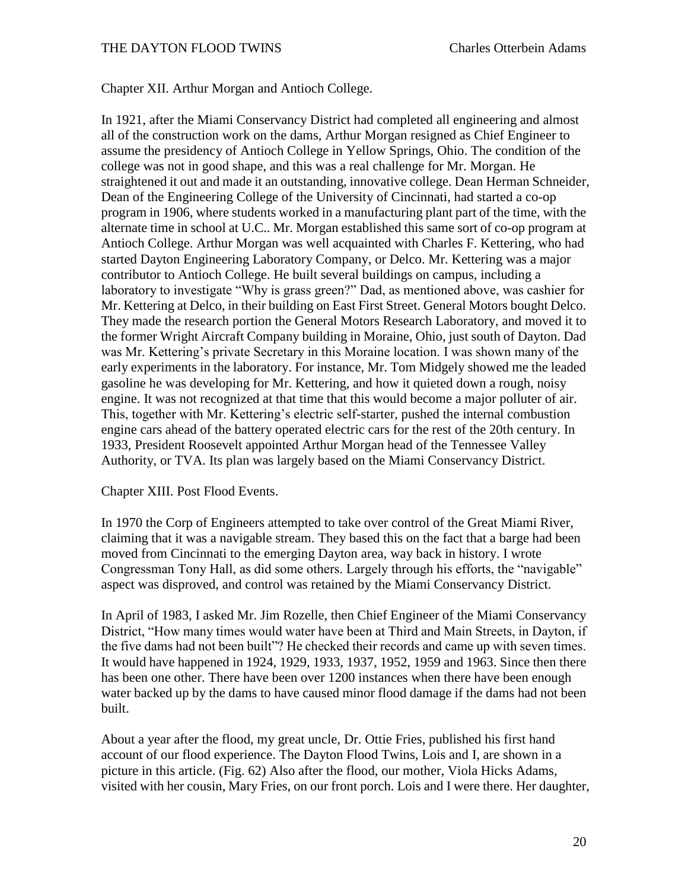## Chapter XII. Arthur Morgan and Antioch College.

In 1921, after the Miami Conservancy District had completed all engineering and almost all of the construction work on the dams, Arthur Morgan resigned as Chief Engineer to assume the presidency of Antioch College in Yellow Springs, Ohio. The condition of the college was not in good shape, and this was a real challenge for Mr. Morgan. He straightened it out and made it an outstanding, innovative college. Dean Herman Schneider, Dean of the Engineering College of the University of Cincinnati, had started a co-op program in 1906, where students worked in a manufacturing plant part of the time, with the alternate time in school at U.C.. Mr. Morgan established this same sort of co-op program at Antioch College. Arthur Morgan was well acquainted with Charles F. Kettering, who had started Dayton Engineering Laboratory Company, or Delco. Mr. Kettering was a major contributor to Antioch College. He built several buildings on campus, including a laboratory to investigate "Why is grass green?" Dad, as mentioned above, was cashier for Mr. Kettering at Delco, in their building on East First Street. General Motors bought Delco. They made the research portion the General Motors Research Laboratory, and moved it to the former Wright Aircraft Company building in Moraine, Ohio, just south of Dayton. Dad was Mr. Kettering's private Secretary in this Moraine location. I was shown many of the early experiments in the laboratory. For instance, Mr. Tom Midgely showed me the leaded gasoline he was developing for Mr. Kettering, and how it quieted down a rough, noisy engine. It was not recognized at that time that this would become a major polluter of air. This, together with Mr. Kettering's electric self-starter, pushed the internal combustion engine cars ahead of the battery operated electric cars for the rest of the 20th century. In 1933, President Roosevelt appointed Arthur Morgan head of the Tennessee Valley Authority, or TVA. Its plan was largely based on the Miami Conservancy District.

## Chapter XIII. Post Flood Events.

In 1970 the Corp of Engineers attempted to take over control of the Great Miami River, claiming that it was a navigable stream. They based this on the fact that a barge had been moved from Cincinnati to the emerging Dayton area, way back in history. I wrote Congressman Tony Hall, as did some others. Largely through his efforts, the "navigable" aspect was disproved, and control was retained by the Miami Conservancy District.

In April of 1983, I asked Mr. Jim Rozelle, then Chief Engineer of the Miami Conservancy District, "How many times would water have been at Third and Main Streets, in Dayton, if the five dams had not been built"? He checked their records and came up with seven times. It would have happened in 1924, 1929, 1933, 1937, 1952, 1959 and 1963. Since then there has been one other. There have been over 1200 instances when there have been enough water backed up by the dams to have caused minor flood damage if the dams had not been built.

About a year after the flood, my great uncle, Dr. Ottie Fries, published his first hand account of our flood experience. The Dayton Flood Twins, Lois and I, are shown in a picture in this article. (Fig. 62) Also after the flood, our mother, Viola Hicks Adams, visited with her cousin, Mary Fries, on our front porch. Lois and I were there. Her daughter,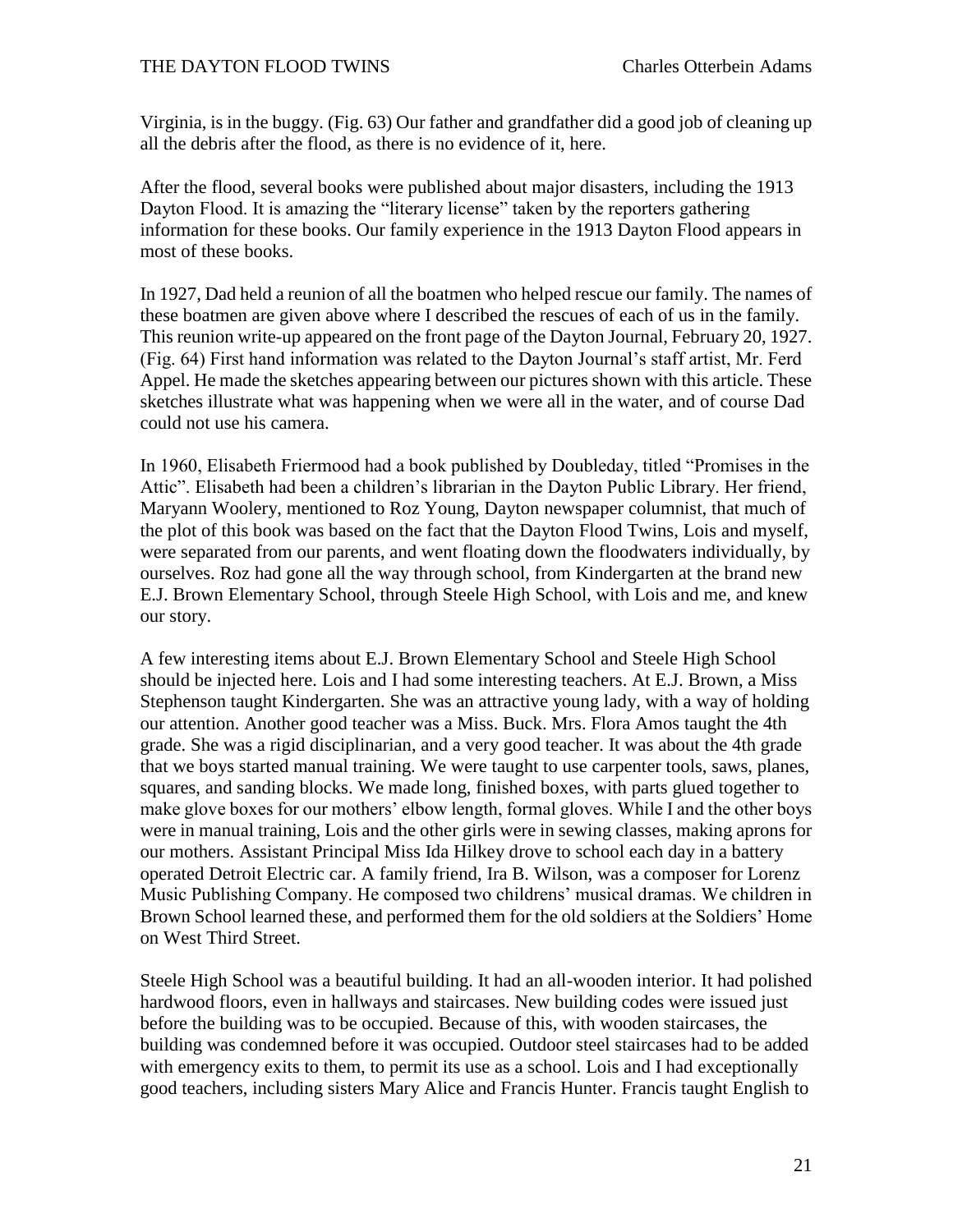Virginia, is in the buggy. (Fig. 63) Our father and grandfather did a good job of cleaning up all the debris after the flood, as there is no evidence of it, here.

After the flood, several books were published about major disasters, including the 1913 Dayton Flood. It is amazing the "literary license" taken by the reporters gathering information for these books. Our family experience in the 1913 Dayton Flood appears in most of these books.

In 1927, Dad held a reunion of all the boatmen who helped rescue our family. The names of these boatmen are given above where I described the rescues of each of us in the family. This reunion write-up appeared on the front page of the Dayton Journal, February 20, 1927. (Fig. 64) First hand information was related to the Dayton Journal's staff artist, Mr. Ferd Appel. He made the sketches appearing between our pictures shown with this article. These sketches illustrate what was happening when we were all in the water, and of course Dad could not use his camera.

In 1960, Elisabeth Friermood had a book published by Doubleday, titled "Promises in the Attic". Elisabeth had been a children's librarian in the Dayton Public Library. Her friend, Maryann Woolery, mentioned to Roz Young, Dayton newspaper columnist, that much of the plot of this book was based on the fact that the Dayton Flood Twins, Lois and myself, were separated from our parents, and went floating down the floodwaters individually, by ourselves. Roz had gone all the way through school, from Kindergarten at the brand new E.J. Brown Elementary School, through Steele High School, with Lois and me, and knew our story.

A few interesting items about E.J. Brown Elementary School and Steele High School should be injected here. Lois and I had some interesting teachers. At E.J. Brown, a Miss Stephenson taught Kindergarten. She was an attractive young lady, with a way of holding our attention. Another good teacher was a Miss. Buck. Mrs. Flora Amos taught the 4th grade. She was a rigid disciplinarian, and a very good teacher. It was about the 4th grade that we boys started manual training. We were taught to use carpenter tools, saws, planes, squares, and sanding blocks. We made long, finished boxes, with parts glued together to make glove boxes for our mothers' elbow length, formal gloves. While I and the other boys were in manual training, Lois and the other girls were in sewing classes, making aprons for our mothers. Assistant Principal Miss Ida Hilkey drove to school each day in a battery operated Detroit Electric car. A family friend, Ira B. Wilson, was a composer for Lorenz Music Publishing Company. He composed two childrens' musical dramas. We children in Brown School learned these, and performed them for the old soldiers at the Soldiers' Home on West Third Street.

Steele High School was a beautiful building. It had an all-wooden interior. It had polished hardwood floors, even in hallways and staircases. New building codes were issued just before the building was to be occupied. Because of this, with wooden staircases, the building was condemned before it was occupied. Outdoor steel staircases had to be added with emergency exits to them, to permit its use as a school. Lois and I had exceptionally good teachers, including sisters Mary Alice and Francis Hunter. Francis taught English to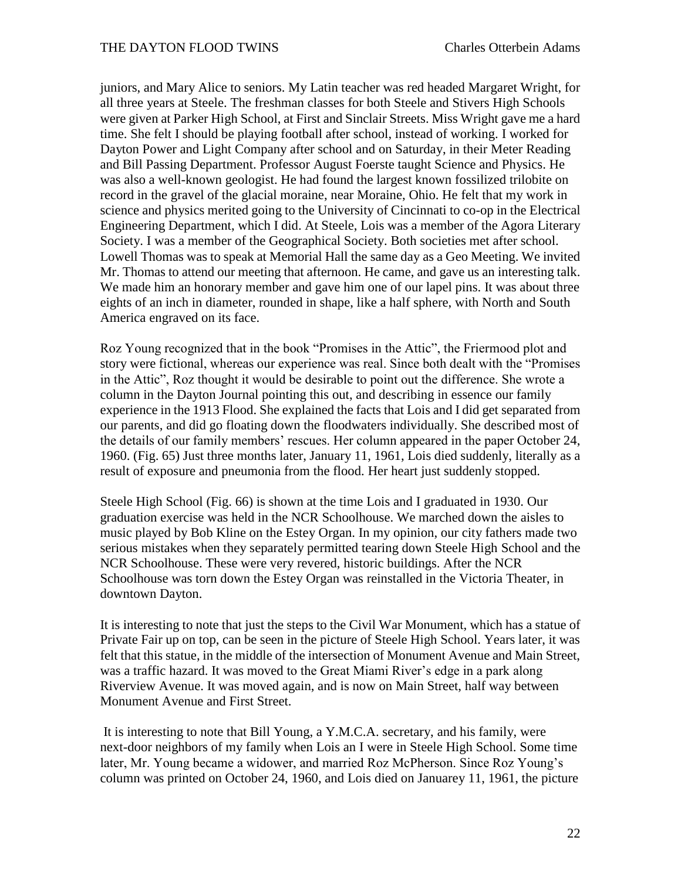juniors, and Mary Alice to seniors. My Latin teacher was red headed Margaret Wright, for all three years at Steele. The freshman classes for both Steele and Stivers High Schools were given at Parker High School, at First and Sinclair Streets. Miss Wright gave me a hard time. She felt I should be playing football after school, instead of working. I worked for Dayton Power and Light Company after school and on Saturday, in their Meter Reading and Bill Passing Department. Professor August Foerste taught Science and Physics. He was also a well-known geologist. He had found the largest known fossilized trilobite on record in the gravel of the glacial moraine, near Moraine, Ohio. He felt that my work in science and physics merited going to the University of Cincinnati to co-op in the Electrical Engineering Department, which I did. At Steele, Lois was a member of the Agora Literary Society. I was a member of the Geographical Society. Both societies met after school. Lowell Thomas was to speak at Memorial Hall the same day as a Geo Meeting. We invited Mr. Thomas to attend our meeting that afternoon. He came, and gave us an interesting talk. We made him an honorary member and gave him one of our lapel pins. It was about three eights of an inch in diameter, rounded in shape, like a half sphere, with North and South America engraved on its face.

Roz Young recognized that in the book "Promises in the Attic", the Friermood plot and story were fictional, whereas our experience was real. Since both dealt with the "Promises in the Attic", Roz thought it would be desirable to point out the difference. She wrote a column in the Dayton Journal pointing this out, and describing in essence our family experience in the 1913 Flood. She explained the facts that Lois and I did get separated from our parents, and did go floating down the floodwaters individually. She described most of the details of our family members' rescues. Her column appeared in the paper October 24, 1960. (Fig. 65) Just three months later, January 11, 1961, Lois died suddenly, literally as a result of exposure and pneumonia from the flood. Her heart just suddenly stopped.

Steele High School (Fig. 66) is shown at the time Lois and I graduated in 1930. Our graduation exercise was held in the NCR Schoolhouse. We marched down the aisles to music played by Bob Kline on the Estey Organ. In my opinion, our city fathers made two serious mistakes when they separately permitted tearing down Steele High School and the NCR Schoolhouse. These were very revered, historic buildings. After the NCR Schoolhouse was torn down the Estey Organ was reinstalled in the Victoria Theater, in downtown Dayton.

It is interesting to note that just the steps to the Civil War Monument, which has a statue of Private Fair up on top, can be seen in the picture of Steele High School. Years later, it was felt that this statue, in the middle of the intersection of Monument Avenue and Main Street, was a traffic hazard. It was moved to the Great Miami River's edge in a park along Riverview Avenue. It was moved again, and is now on Main Street, half way between Monument Avenue and First Street.

It is interesting to note that Bill Young, a Y.M.C.A. secretary, and his family, were next-door neighbors of my family when Lois an I were in Steele High School. Some time later, Mr. Young became a widower, and married Roz McPherson. Since Roz Young's column was printed on October 24, 1960, and Lois died on Januarey 11, 1961, the picture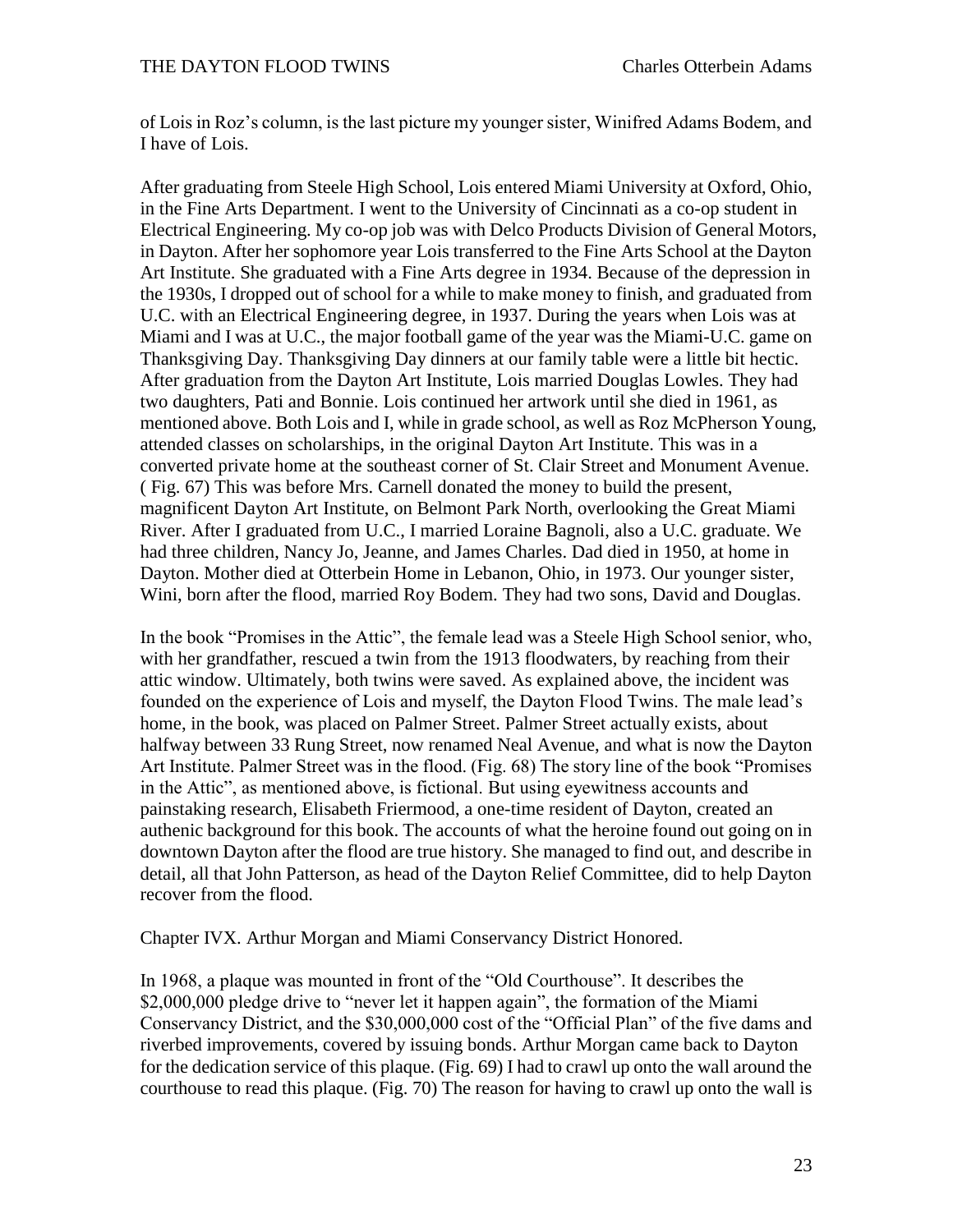of Lois in Roz's column, is the last picture my younger sister, Winifred Adams Bodem, and I have of Lois.

After graduating from Steele High School, Lois entered Miami University at Oxford, Ohio, in the Fine Arts Department. I went to the University of Cincinnati as a co-op student in Electrical Engineering. My co-op job was with Delco Products Division of General Motors, in Dayton. After her sophomore year Lois transferred to the Fine Arts School at the Dayton Art Institute. She graduated with a Fine Arts degree in 1934. Because of the depression in the 1930s, I dropped out of school for a while to make money to finish, and graduated from U.C. with an Electrical Engineering degree, in 1937. During the years when Lois was at Miami and I was at U.C., the major football game of the year was the Miami-U.C. game on Thanksgiving Day. Thanksgiving Day dinners at our family table were a little bit hectic. After graduation from the Dayton Art Institute, Lois married Douglas Lowles. They had two daughters, Pati and Bonnie. Lois continued her artwork until she died in 1961, as mentioned above. Both Lois and I, while in grade school, as well as Roz McPherson Young, attended classes on scholarships, in the original Dayton Art Institute. This was in a converted private home at the southeast corner of St. Clair Street and Monument Avenue. ( Fig. 67) This was before Mrs. Carnell donated the money to build the present, magnificent Dayton Art Institute, on Belmont Park North, overlooking the Great Miami River. After I graduated from U.C., I married Loraine Bagnoli, also a U.C. graduate. We had three children, Nancy Jo, Jeanne, and James Charles. Dad died in 1950, at home in Dayton. Mother died at Otterbein Home in Lebanon, Ohio, in 1973. Our younger sister, Wini, born after the flood, married Roy Bodem. They had two sons, David and Douglas.

In the book "Promises in the Attic", the female lead was a Steele High School senior, who, with her grandfather, rescued a twin from the 1913 floodwaters, by reaching from their attic window. Ultimately, both twins were saved. As explained above, the incident was founded on the experience of Lois and myself, the Dayton Flood Twins. The male lead's home, in the book, was placed on Palmer Street. Palmer Street actually exists, about halfway between 33 Rung Street, now renamed Neal Avenue, and what is now the Dayton Art Institute. Palmer Street was in the flood. (Fig. 68) The story line of the book "Promises in the Attic", as mentioned above, is fictional. But using eyewitness accounts and painstaking research, Elisabeth Friermood, a one-time resident of Dayton, created an authenic background for this book. The accounts of what the heroine found out going on in downtown Dayton after the flood are true history. She managed to find out, and describe in detail, all that John Patterson, as head of the Dayton Relief Committee, did to help Dayton recover from the flood.

## Chapter IVX. Arthur Morgan and Miami Conservancy District Honored.

In 1968, a plaque was mounted in front of the "Old Courthouse". It describes the $2,000,000 pledge drive to "never let it happen again", the formation of the Miami Conservancy District, and the $30,000,000 cost of the "Official Plan" of the five dams and riverbed improvements, covered by issuing bonds. Arthur Morgan came back to Dayton for the dedication service of this plaque. (Fig. 69) I had to crawl up onto the wall around the courthouse to read this plaque. (Fig. 70) The reason for having to crawl up onto the wall is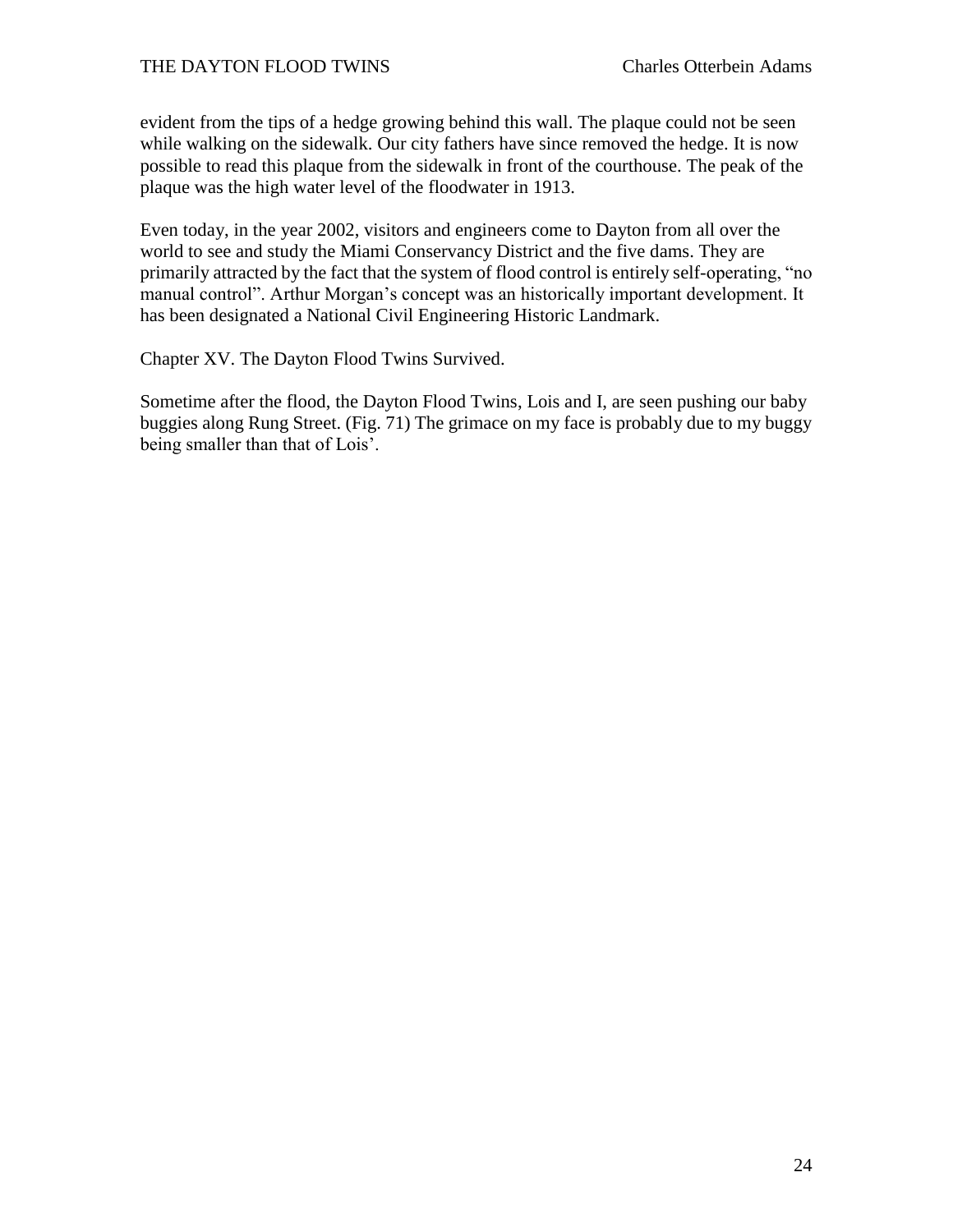evident from the tips of a hedge growing behind this wall. The plaque could not be seen while walking on the sidewalk. Our city fathers have since removed the hedge. It is now possible to read this plaque from the sidewalk in front of the courthouse. The peak of the plaque was the high water level of the floodwater in 1913.

Even today, in the year 2002, visitors and engineers come to Dayton from all over the world to see and study the Miami Conservancy District and the five dams. They are primarily attracted by the fact that the system of flood control is entirely self-operating, "no manual control". Arthur Morgan's concept was an historically important development. It has been designated a National Civil Engineering Historic Landmark.

Chapter XV. The Dayton Flood Twins Survived.

Sometime after the flood, the Dayton Flood Twins, Lois and I, are seen pushing our baby buggies along Rung Street. (Fig. 71) The grimace on my face is probably due to my buggy being smaller than that of Lois'.